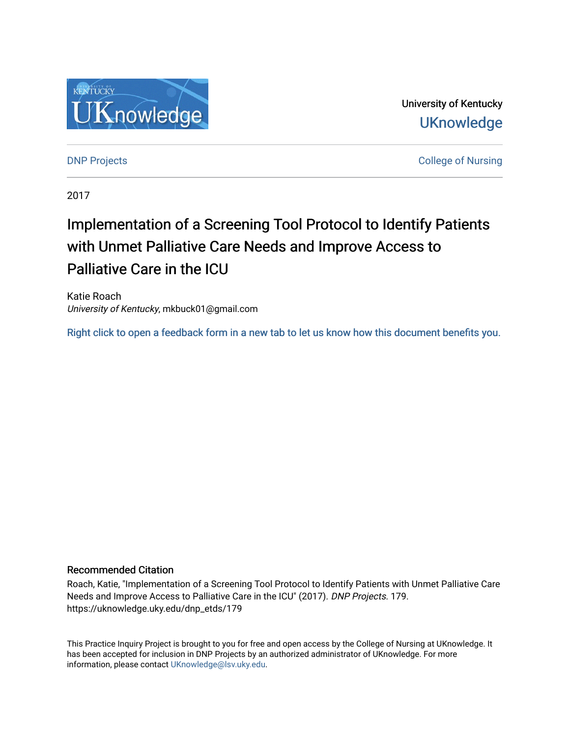University of Kentucky

UKnowledge

DNP Projects

College of Nursing

2017

# Implementation of a Screening Tool Protocol to Identify Patients with Unmet Palliative Care Needs and Improve Access to Palliative Care in the ICU

Katie Roach
*University of Kentucky*, mkbuck01@gmail.com

Right click to open a feedback form in a new tab to let us know how this document benefits you.

## Recommended Citation

Roach, Katie, "Implementation of a Screening Tool Protocol to Identify Patients with Unmet Palliative Care Needs and Improve Access to Palliative Care in the ICU" (2017). *DNP Projects*. 179.
https://uknowledge.uky.edu/dnp_etds/179

This Practice Inquiry Project is brought to you for free and open access by the College of Nursing at UKnowledge. It has been accepted for inclusion in DNP Projects by an authorized administrator of UKnowledge. For more information, please contact UKnowledge@lsv.uky.edu.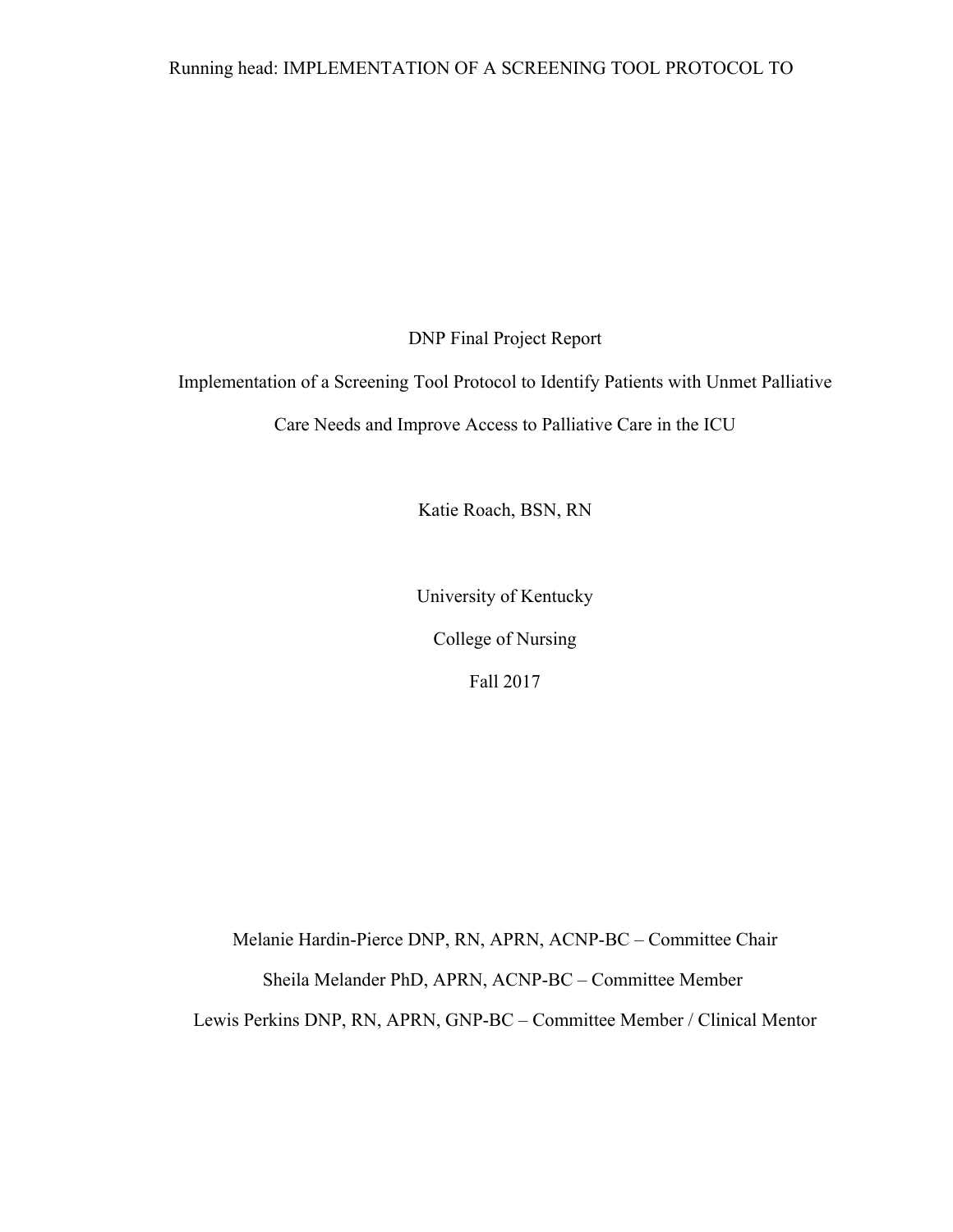DNP Final Project Report

Implementation of a Screening Tool Protocol to Identify Patients with Unmet Palliative Care Needs and Improve Access to Palliative Care in the ICU

Katie Roach, BSN, RN

University of Kentucky

College of Nursing

Fall 2017

Melanie Hardin-Pierce DNP, RN, APRN, ACNP-BC – Committee Chair

Sheila Melander PhD, APRN, ACNP-BC – Committee Member

Lewis Perkins DNP, RN, APRN, GNP-BC – Committee Member / Clinical Mentor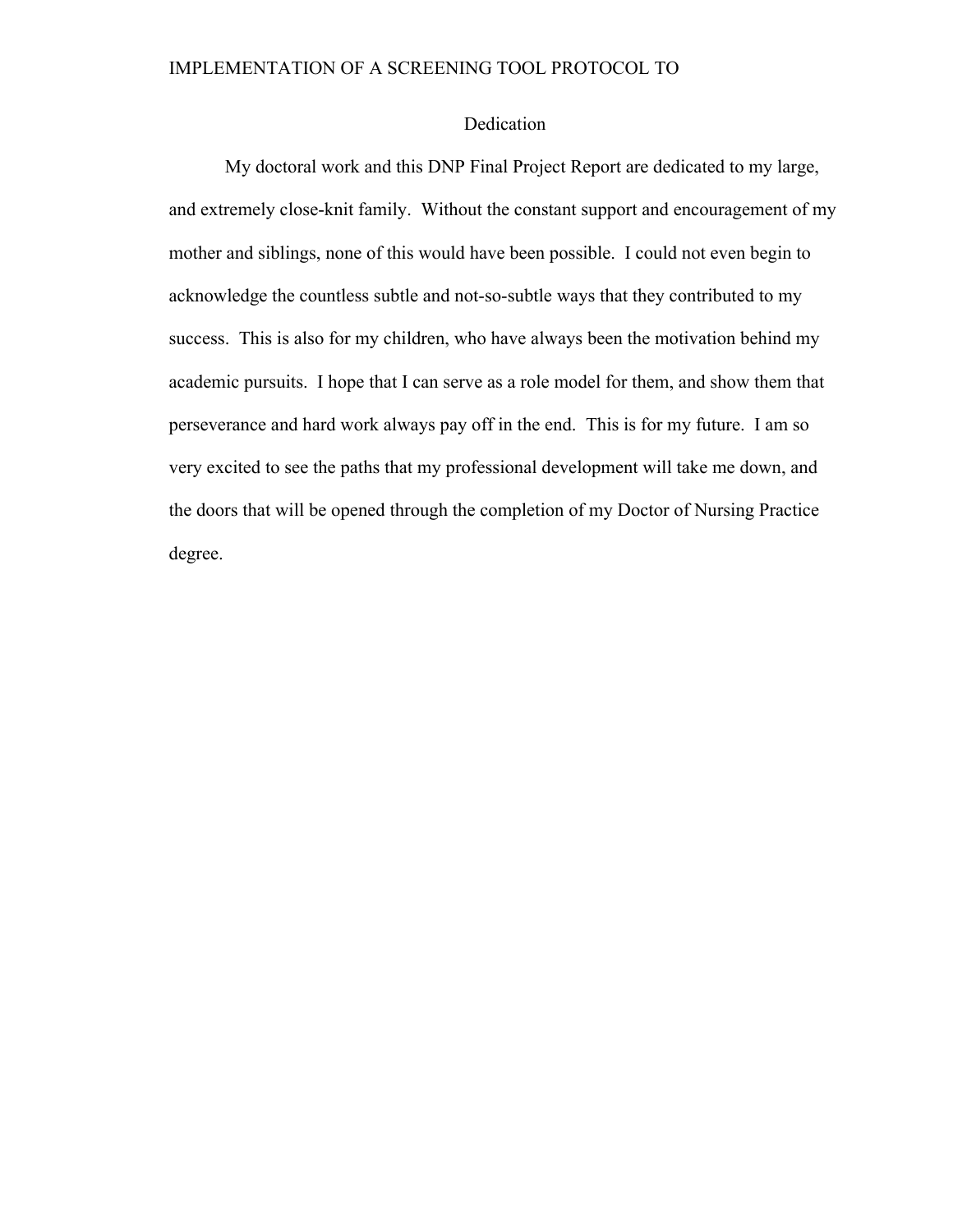# Dedication

My doctoral work and this DNP Final Project Report are dedicated to my large, and extremely close-knit family. Without the constant support and encouragement of my mother and siblings, none of this would have been possible. I could not even begin to acknowledge the countless subtle and not-so-subtle ways that they contributed to my success. This is also for my children, who have always been the motivation behind my academic pursuits. I hope that I can serve as a role model for them, and show them that perseverance and hard work always pay off in the end. This is for my future. I am so very excited to see the paths that my professional development will take me down, and the doors that will be opened through the completion of my Doctor of Nursing Practice degree.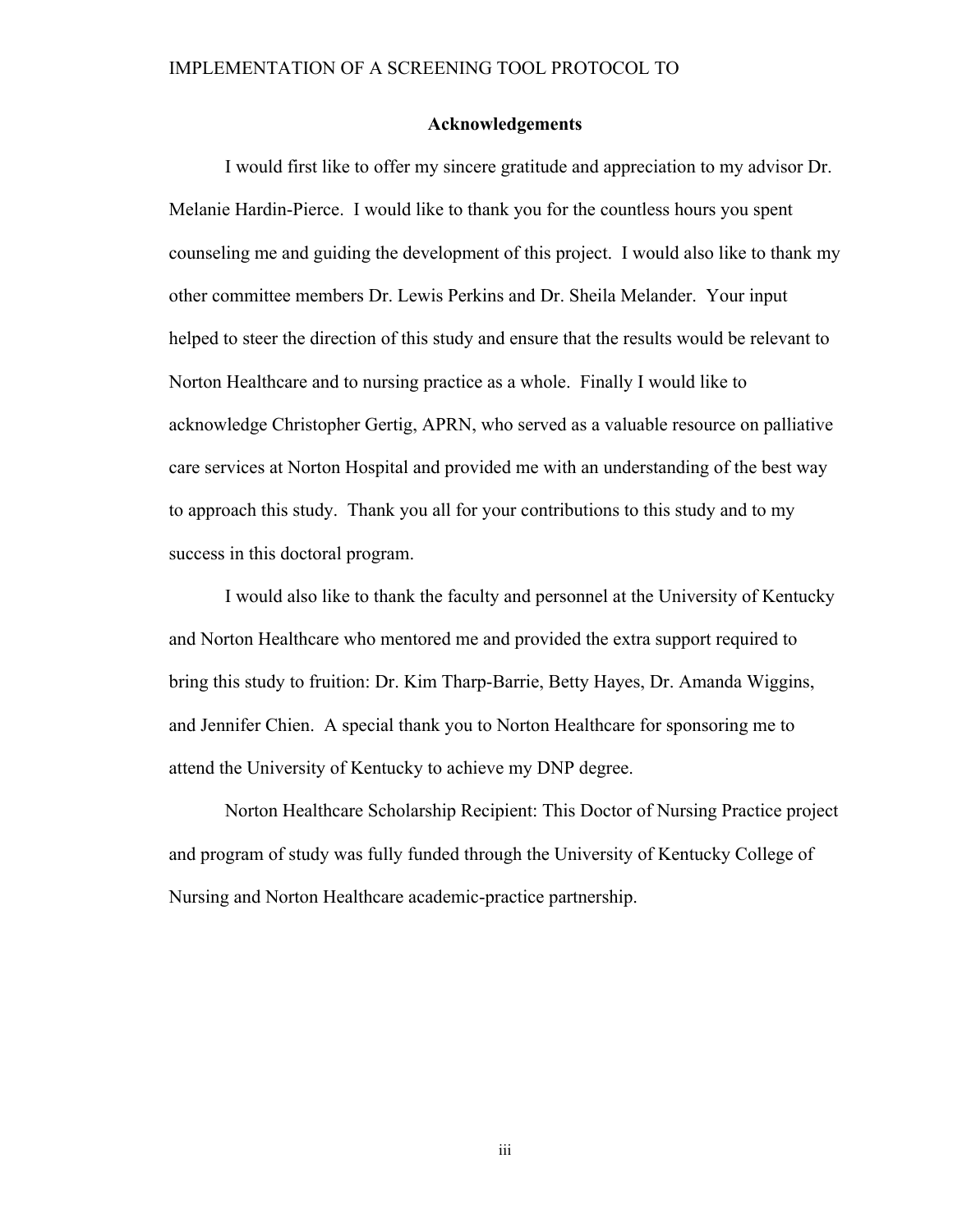## Acknowledgements

I would first like to offer my sincere gratitude and appreciation to my advisor Dr. Melanie Hardin-Pierce. I would like to thank you for the countless hours you spent counseling me and guiding the development of this project. I would also like to thank my other committee members Dr. Lewis Perkins and Dr. Sheila Melander. Your input helped to steer the direction of this study and ensure that the results would be relevant to Norton Healthcare and to nursing practice as a whole. Finally I would like to acknowledge Christopher Gertig, APRN, who served as a valuable resource on palliative care services at Norton Hospital and provided me with an understanding of the best way to approach this study. Thank you all for your contributions to this study and to my success in this doctoral program.

I would also like to thank the faculty and personnel at the University of Kentucky and Norton Healthcare who mentored me and provided the extra support required to bring this study to fruition: Dr. Kim Tharp-Barrie, Betty Hayes, Dr. Amanda Wiggins, and Jennifer Chien. A special thank you to Norton Healthcare for sponsoring me to attend the University of Kentucky to achieve my DNP degree.

Norton Healthcare Scholarship Recipient: This Doctor of Nursing Practice project and program of study was fully funded through the University of Kentucky College of Nursing and Norton Healthcare academic-practice partnership.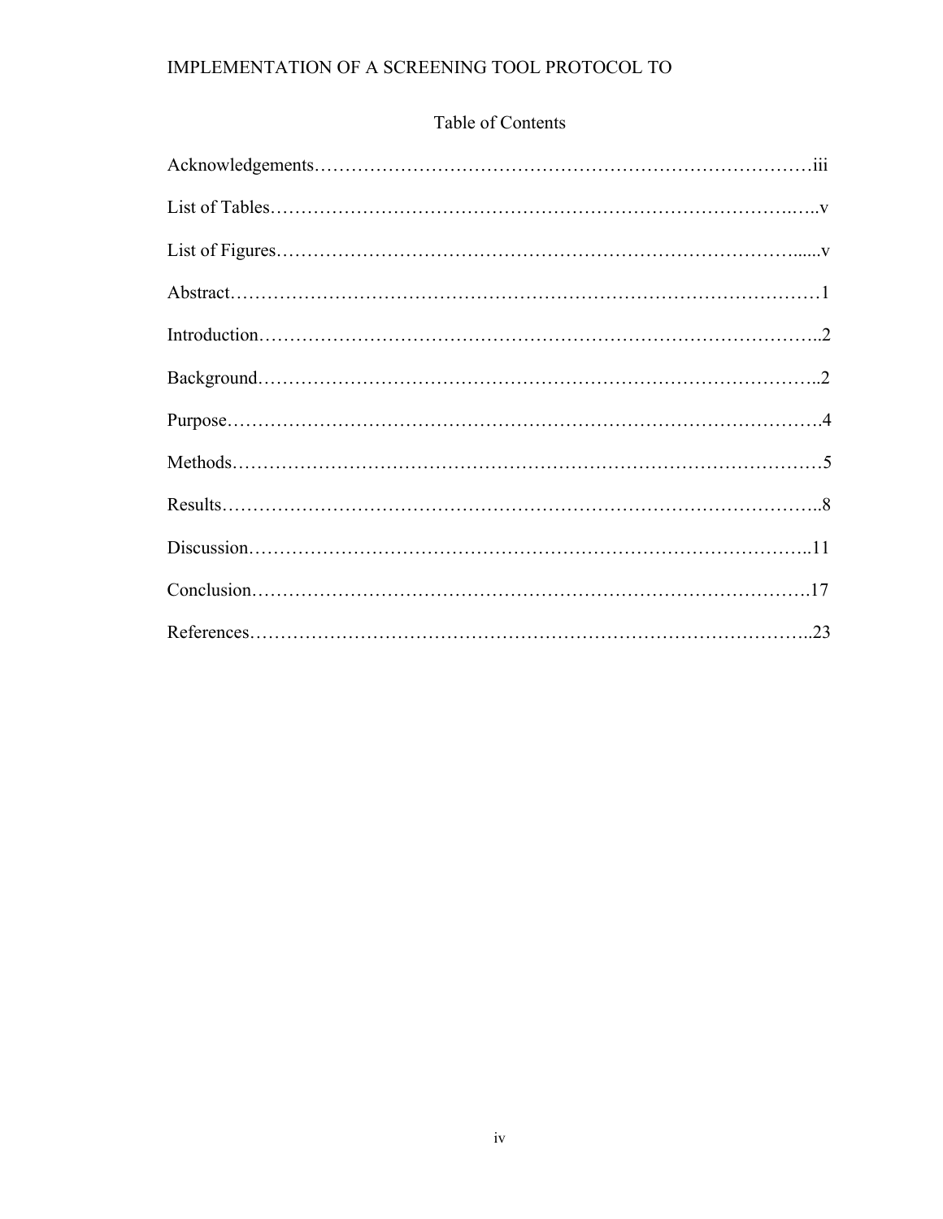# Table of Contents

Acknowledgements……………………………………………………………………iii

List of Tables…………………………………………………………………….…..v

List of Figures…………………………………………………………………….......v

Abstract………………………………………………………………………………1

Introduction…………………………………………………………………………..2

Background…………………………………………………………………………..2

Purpose……………………………………………………………………………….4

Methods………………………………………………………………………………5

Results………………………………………………………………………………..8

Discussion……………………………………………………………………………..11

Conclusion…………………………………………………………………………….17

References……………………………………………………………………………..23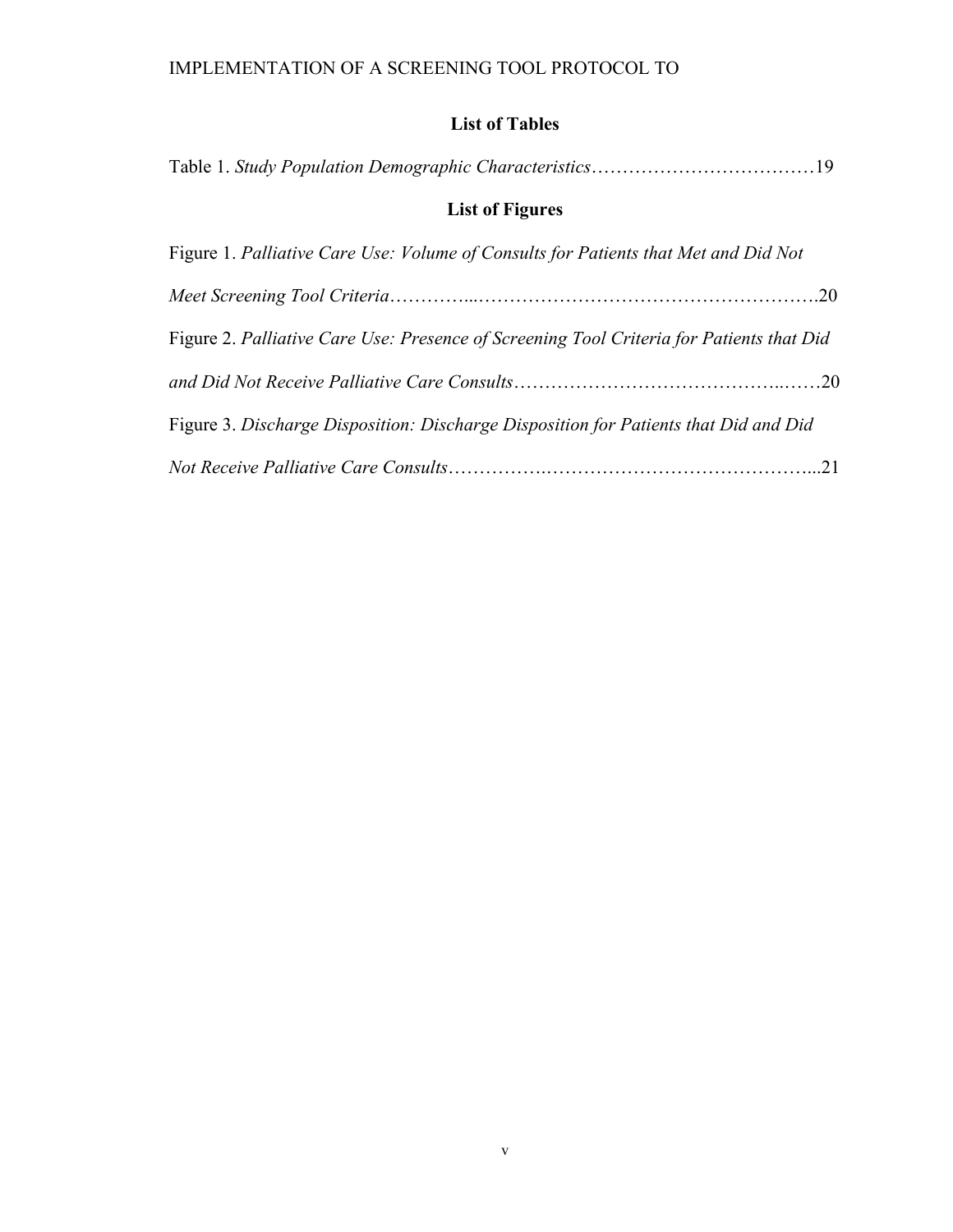## List of Tables

Table 1. *Study Population Demographic Characteristics*……………………………………19

## List of Figures

Figure 1. *Palliative Care Use: Volume of Consults for Patients that Met and Did Not Meet Screening Tool Criteria*…………..……………………………………………….20

Figure 2. *Palliative Care Use: Presence of Screening Tool Criteria for Patients that Did and Did Not Receive Palliative Care Consults*……………………………………..……20

Figure 3. *Discharge Disposition: Discharge Disposition for Patients that Did and Did Not Receive Palliative Care Consults*…………….……………………………………...21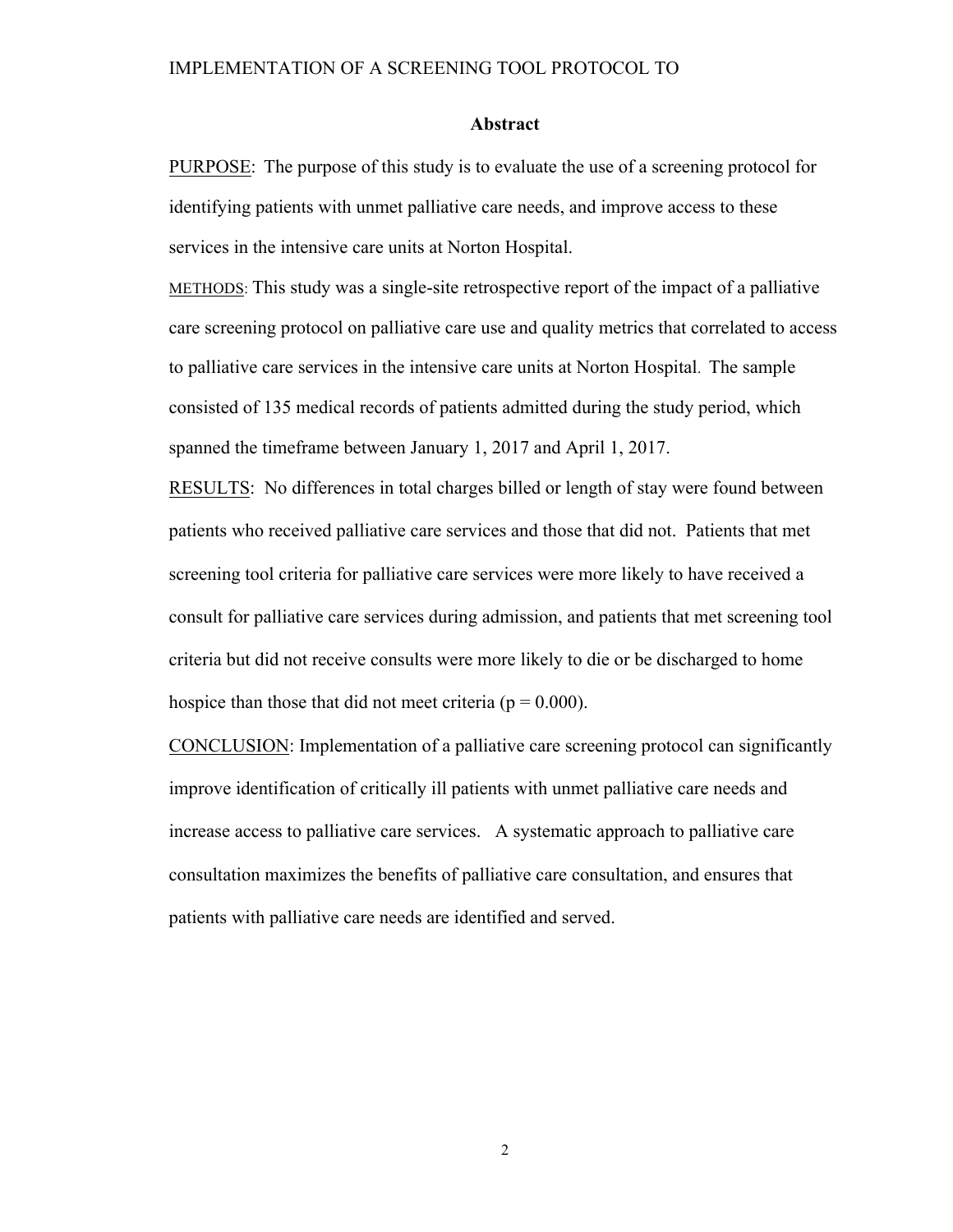## Abstract

PURPOSE: The purpose of this study is to evaluate the use of a screening protocol for identifying patients with unmet palliative care needs, and improve access to these services in the intensive care units at Norton Hospital.

METHODS: This study was a single-site retrospective report of the impact of a palliative care screening protocol on palliative care use and quality metrics that correlated to access to palliative care services in the intensive care units at Norton Hospital. The sample consisted of 135 medical records of patients admitted during the study period, which spanned the timeframe between January 1, 2017 and April 1, 2017.

RESULTS: No differences in total charges billed or length of stay were found between patients who received palliative care services and those that did not. Patients that met screening tool criteria for palliative care services were more likely to have received a consult for palliative care services during admission, and patients that met screening tool criteria but did not receive consults were more likely to die or be discharged to home hospice than those that did not meet criteria ($p = 0.000$).

CONCLUSION: Implementation of a palliative care screening protocol can significantly improve identification of critically ill patients with unmet palliative care needs and increase access to palliative care services. A systematic approach to palliative care consultation maximizes the benefits of palliative care consultation, and ensures that patients with palliative care needs are identified and served.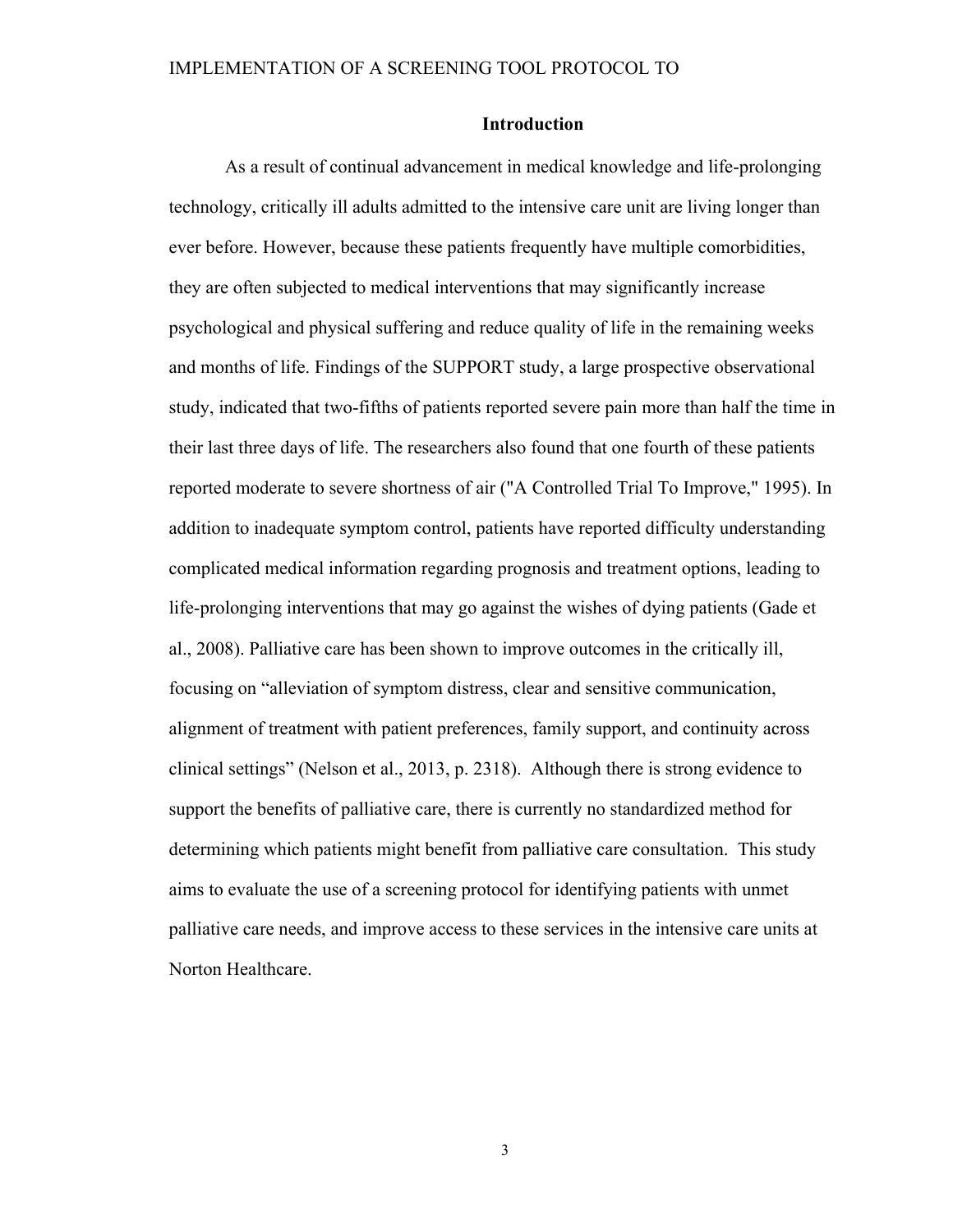## Introduction

As a result of continual advancement in medical knowledge and life-prolonging technology, critically ill adults admitted to the intensive care unit are living longer than ever before. However, because these patients frequently have multiple comorbidities, they are often subjected to medical interventions that may significantly increase psychological and physical suffering and reduce quality of life in the remaining weeks and months of life. Findings of the SUPPORT study, a large prospective observational study, indicated that two-fifths of patients reported severe pain more than half the time in their last three days of life. The researchers also found that one fourth of these patients reported moderate to severe shortness of air ("A Controlled Trial To Improve," 1995). In addition to inadequate symptom control, patients have reported difficulty understanding complicated medical information regarding prognosis and treatment options, leading to life-prolonging interventions that may go against the wishes of dying patients (Gade et al., 2008). Palliative care has been shown to improve outcomes in the critically ill, focusing on "alleviation of symptom distress, clear and sensitive communication, alignment of treatment with patient preferences, family support, and continuity across clinical settings" (Nelson et al., 2013, p. 2318). Although there is strong evidence to support the benefits of palliative care, there is currently no standardized method for determining which patients might benefit from palliative care consultation. This study aims to evaluate the use of a screening protocol for identifying patients with unmet palliative care needs, and improve access to these services in the intensive care units at Norton Healthcare.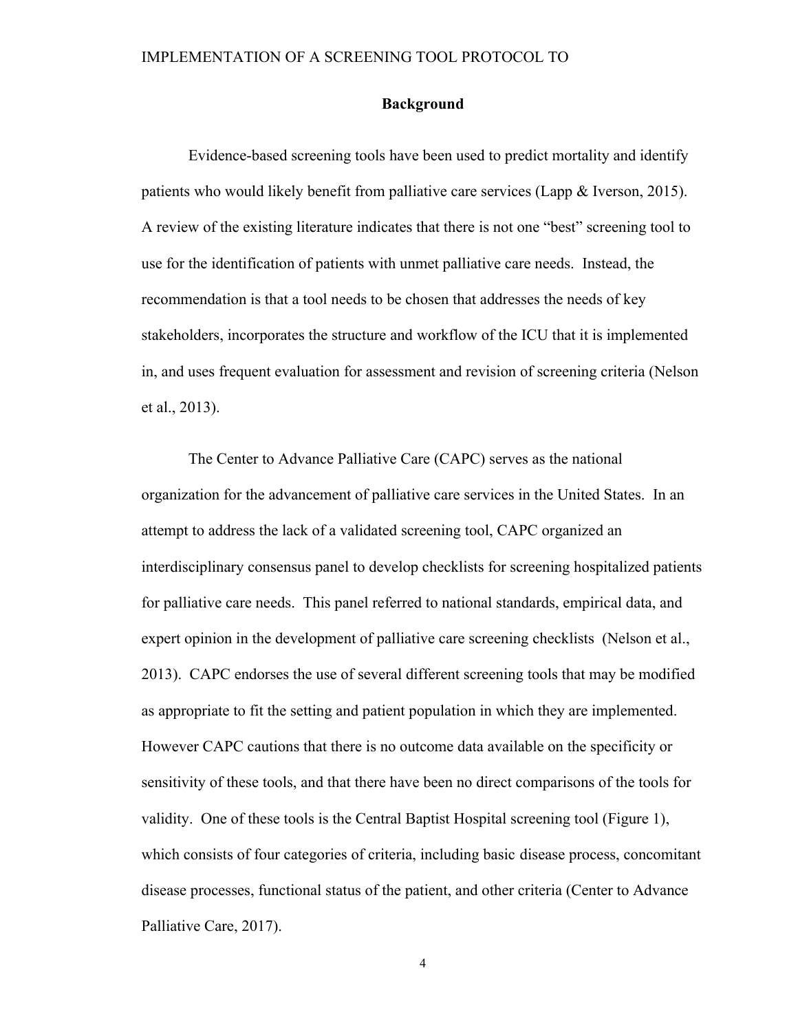## Background

Evidence-based screening tools have been used to predict mortality and identify patients who would likely benefit from palliative care services (Lapp & Iverson, 2015). A review of the existing literature indicates that there is not one "best" screening tool to use for the identification of patients with unmet palliative care needs. Instead, the recommendation is that a tool needs to be chosen that addresses the needs of key stakeholders, incorporates the structure and workflow of the ICU that it is implemented in, and uses frequent evaluation for assessment and revision of screening criteria (Nelson et al., 2013).

The Center to Advance Palliative Care (CAPC) serves as the national organization for the advancement of palliative care services in the United States. In an attempt to address the lack of a validated screening tool, CAPC organized an interdisciplinary consensus panel to develop checklists for screening hospitalized patients for palliative care needs. This panel referred to national standards, empirical data, and expert opinion in the development of palliative care screening checklists (Nelson et al., 2013). CAPC endorses the use of several different screening tools that may be modified as appropriate to fit the setting and patient population in which they are implemented. However CAPC cautions that there is no outcome data available on the specificity or sensitivity of these tools, and that there have been no direct comparisons of the tools for validity. One of these tools is the Central Baptist Hospital screening tool (Figure 1), which consists of four categories of criteria, including basic disease process, concomitant disease processes, functional status of the patient, and other criteria (Center to Advance Palliative Care, 2017).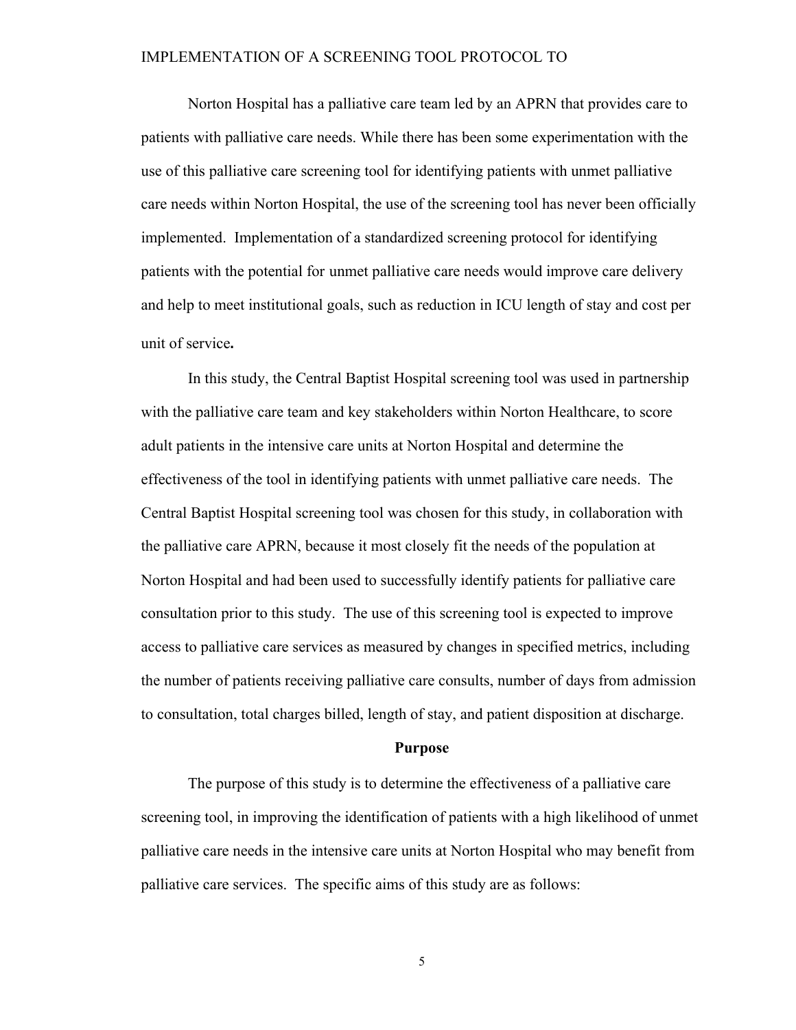Norton Hospital has a palliative care team led by an APRN that provides care to patients with palliative care needs. While there has been some experimentation with the use of this palliative care screening tool for identifying patients with unmet palliative care needs within Norton Hospital, the use of the screening tool has never been officially implemented. Implementation of a standardized screening protocol for identifying patients with the potential for unmet palliative care needs would improve care delivery and help to meet institutional goals, such as reduction in ICU length of stay and cost per unit of service**.**

In this study, the Central Baptist Hospital screening tool was used in partnership with the palliative care team and key stakeholders within Norton Healthcare, to score adult patients in the intensive care units at Norton Hospital and determine the effectiveness of the tool in identifying patients with unmet palliative care needs. The Central Baptist Hospital screening tool was chosen for this study, in collaboration with the palliative care APRN, because it most closely fit the needs of the population at Norton Hospital and had been used to successfully identify patients for palliative care consultation prior to this study. The use of this screening tool is expected to improve access to palliative care services as measured by changes in specified metrics, including the number of patients receiving palliative care consults, number of days from admission to consultation, total charges billed, length of stay, and patient disposition at discharge.

## Purpose

The purpose of this study is to determine the effectiveness of a palliative care screening tool, in improving the identification of patients with a high likelihood of unmet palliative care needs in the intensive care units at Norton Hospital who may benefit from palliative care services. The specific aims of this study are as follows: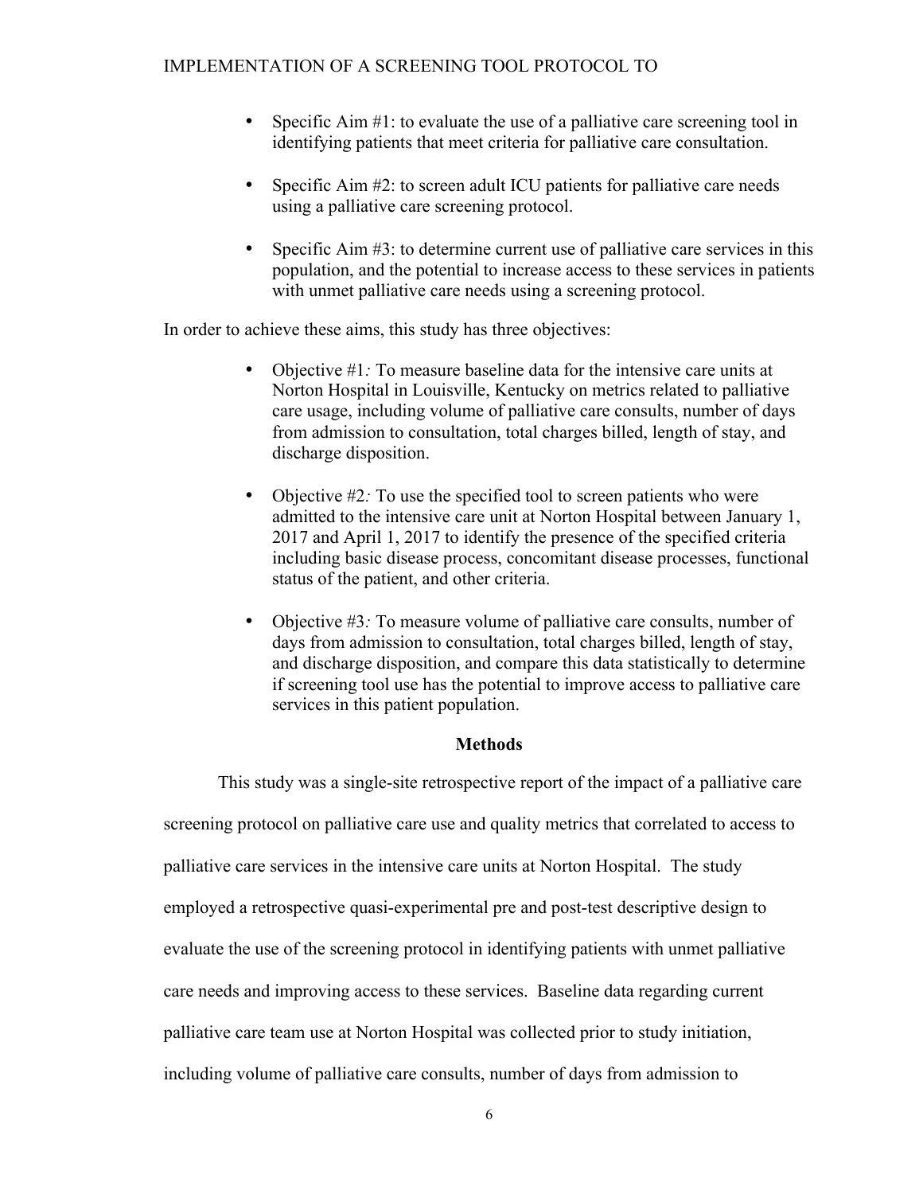- Specific Aim #1: to evaluate the use of a palliative care screening tool in identifying patients that meet criteria for palliative care consultation.

- Specific Aim #2: to screen adult ICU patients for palliative care needs using a palliative care screening protocol.

- Specific Aim #3: to determine current use of palliative care services in this population, and the potential to increase access to these services in patients with unmet palliative care needs using a screening protocol.

In order to achieve these aims, this study has three objectives:

- Objective #1*:* To measure baseline data for the intensive care units at Norton Hospital in Louisville, Kentucky on metrics related to palliative care usage, including volume of palliative care consults, number of days from admission to consultation, total charges billed, length of stay, and discharge disposition.

- Objective #2*:* To use the specified tool to screen patients who were admitted to the intensive care unit at Norton Hospital between January 1, 2017 and April 1, 2017 to identify the presence of the specified criteria including basic disease process, concomitant disease processes, functional status of the patient, and other criteria.

- Objective #3*:* To measure volume of palliative care consults, number of days from admission to consultation, total charges billed, length of stay, and discharge disposition, and compare this data statistically to determine if screening tool use has the potential to improve access to palliative care services in this patient population.

## Methods

This study was a single-site retrospective report of the impact of a palliative care screening protocol on palliative care use and quality metrics that correlated to access to palliative care services in the intensive care units at Norton Hospital. The study employed a retrospective quasi-experimental pre and post-test descriptive design to evaluate the use of the screening protocol in identifying patients with unmet palliative care needs and improving access to these services. Baseline data regarding current palliative care team use at Norton Hospital was collected prior to study initiation, including volume of palliative care consults, number of days from admission to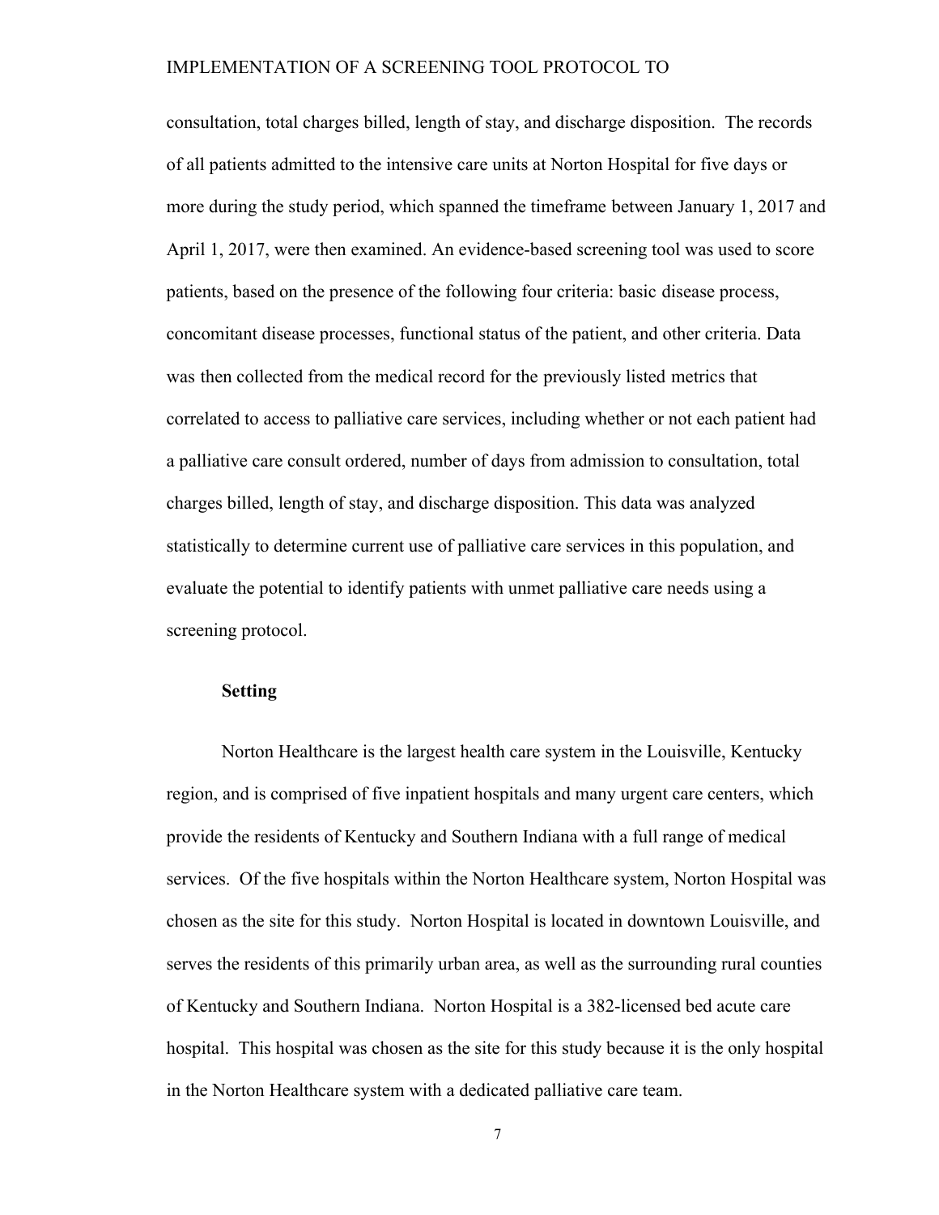consultation, total charges billed, length of stay, and discharge disposition. The records of all patients admitted to the intensive care units at Norton Hospital for five days or more during the study period, which spanned the timeframe between January 1, 2017 and April 1, 2017, were then examined. An evidence-based screening tool was used to score patients, based on the presence of the following four criteria: basic disease process, concomitant disease processes, functional status of the patient, and other criteria. Data was then collected from the medical record for the previously listed metrics that correlated to access to palliative care services, including whether or not each patient had a palliative care consult ordered, number of days from admission to consultation, total charges billed, length of stay, and discharge disposition. This data was analyzed statistically to determine current use of palliative care services in this population, and evaluate the potential to identify patients with unmet palliative care needs using a screening protocol.

**Setting**

Norton Healthcare is the largest health care system in the Louisville, Kentucky region, and is comprised of five inpatient hospitals and many urgent care centers, which provide the residents of Kentucky and Southern Indiana with a full range of medical services. Of the five hospitals within the Norton Healthcare system, Norton Hospital was chosen as the site for this study. Norton Hospital is located in downtown Louisville, and serves the residents of this primarily urban area, as well as the surrounding rural counties of Kentucky and Southern Indiana. Norton Hospital is a 382-licensed bed acute care hospital. This hospital was chosen as the site for this study because it is the only hospital in the Norton Healthcare system with a dedicated palliative care team.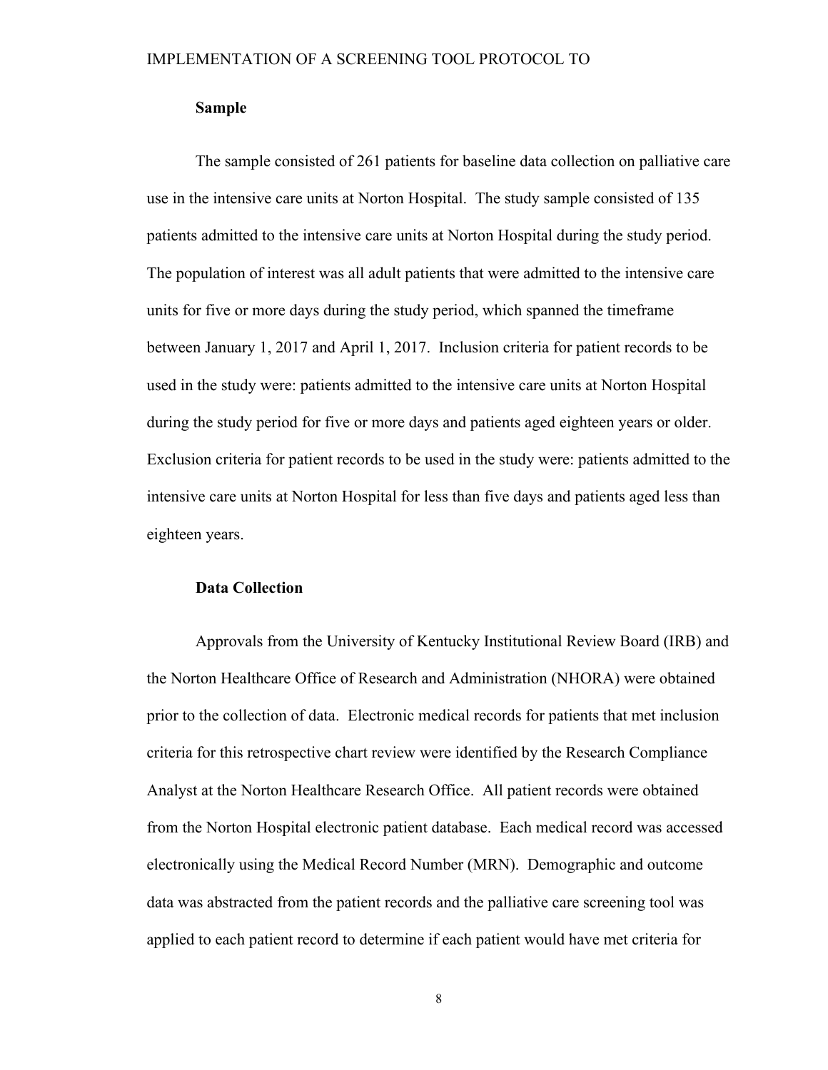### Sample

The sample consisted of 261 patients for baseline data collection on palliative care use in the intensive care units at Norton Hospital. The study sample consisted of 135 patients admitted to the intensive care units at Norton Hospital during the study period. The population of interest was all adult patients that were admitted to the intensive care units for five or more days during the study period, which spanned the timeframe between January 1, 2017 and April 1, 2017. Inclusion criteria for patient records to be used in the study were: patients admitted to the intensive care units at Norton Hospital during the study period for five or more days and patients aged eighteen years or older. Exclusion criteria for patient records to be used in the study were: patients admitted to the intensive care units at Norton Hospital for less than five days and patients aged less than eighteen years.

### Data Collection

Approvals from the University of Kentucky Institutional Review Board (IRB) and the Norton Healthcare Office of Research and Administration (NHORA) were obtained prior to the collection of data. Electronic medical records for patients that met inclusion criteria for this retrospective chart review were identified by the Research Compliance Analyst at the Norton Healthcare Research Office. All patient records were obtained from the Norton Hospital electronic patient database. Each medical record was accessed electronically using the Medical Record Number (MRN). Demographic and outcome data was abstracted from the patient records and the palliative care screening tool was applied to each patient record to determine if each patient would have met criteria for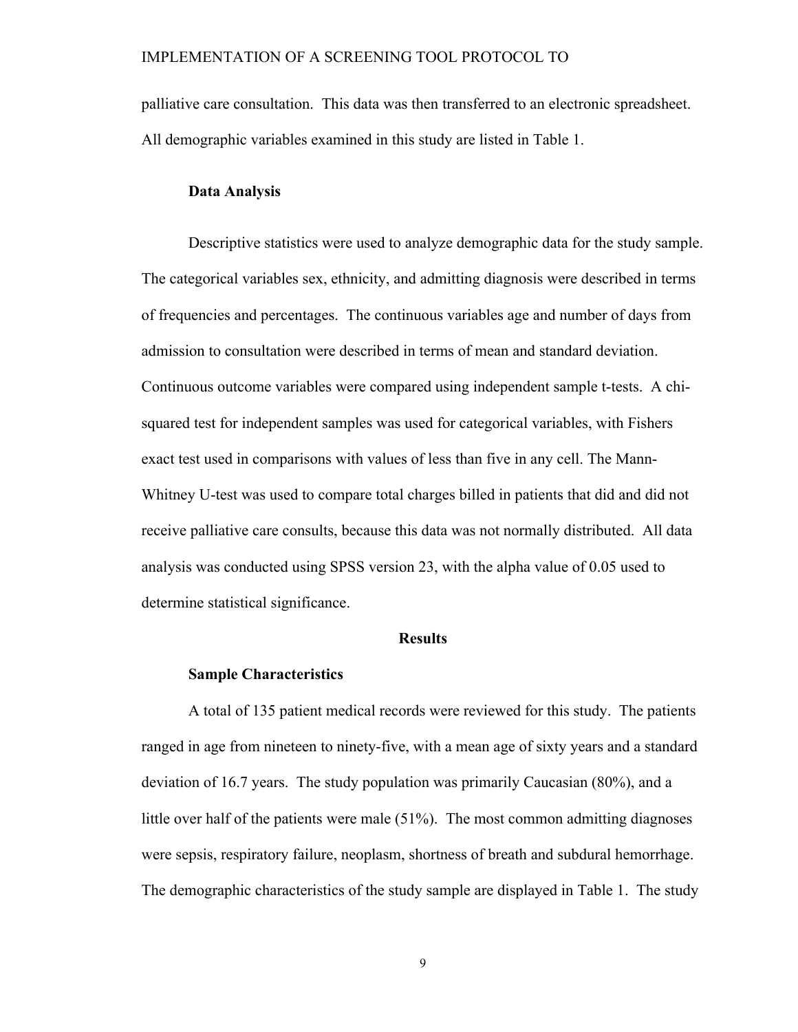palliative care consultation. This data was then transferred to an electronic spreadsheet. All demographic variables examined in this study are listed in Table 1.

### Data Analysis

Descriptive statistics were used to analyze demographic data for the study sample. The categorical variables sex, ethnicity, and admitting diagnosis were described in terms of frequencies and percentages. The continuous variables age and number of days from admission to consultation were described in terms of mean and standard deviation. Continuous outcome variables were compared using independent sample t-tests. A chi-squared test for independent samples was used for categorical variables, with Fishers exact test used in comparisons with values of less than five in any cell. The Mann-Whitney U-test was used to compare total charges billed in patients that did and did not receive palliative care consults, because this data was not normally distributed. All data analysis was conducted using SPSS version 23, with the alpha value of 0.05 used to determine statistical significance.

## Results

### Sample Characteristics

A total of 135 patient medical records were reviewed for this study. The patients ranged in age from nineteen to ninety-five, with a mean age of sixty years and a standard deviation of 16.7 years. The study population was primarily Caucasian (80%), and a little over half of the patients were male (51%). The most common admitting diagnoses were sepsis, respiratory failure, neoplasm, shortness of breath and subdural hemorrhage. The demographic characteristics of the study sample are displayed in Table 1. The study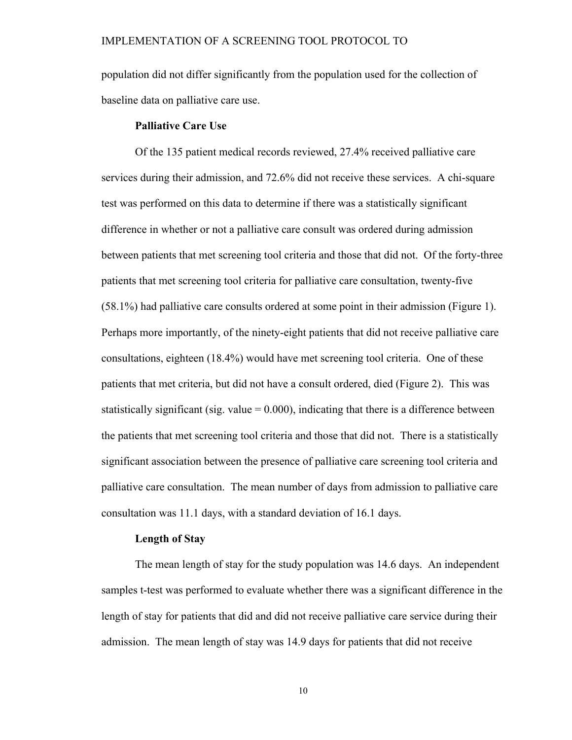population did not differ significantly from the population used for the collection of baseline data on palliative care use.

### Palliative Care Use

Of the 135 patient medical records reviewed, 27.4% received palliative care services during their admission, and 72.6% did not receive these services. A chi-square test was performed on this data to determine if there was a statistically significant difference in whether or not a palliative care consult was ordered during admission between patients that met screening tool criteria and those that did not. Of the forty-three patients that met screening tool criteria for palliative care consultation, twenty-five (58.1%) had palliative care consults ordered at some point in their admission (Figure 1). Perhaps more importantly, of the ninety-eight patients that did not receive palliative care consultations, eighteen (18.4%) would have met screening tool criteria. One of these patients that met criteria, but did not have a consult ordered, died (Figure 2). This was statistically significant (sig. value = 0.000), indicating that there is a difference between the patients that met screening tool criteria and those that did not. There is a statistically significant association between the presence of palliative care screening tool criteria and palliative care consultation. The mean number of days from admission to palliative care consultation was 11.1 days, with a standard deviation of 16.1 days.

### Length of Stay

The mean length of stay for the study population was 14.6 days. An independent samples t-test was performed to evaluate whether there was a significant difference in the length of stay for patients that did and did not receive palliative care service during their admission. The mean length of stay was 14.9 days for patients that did not receive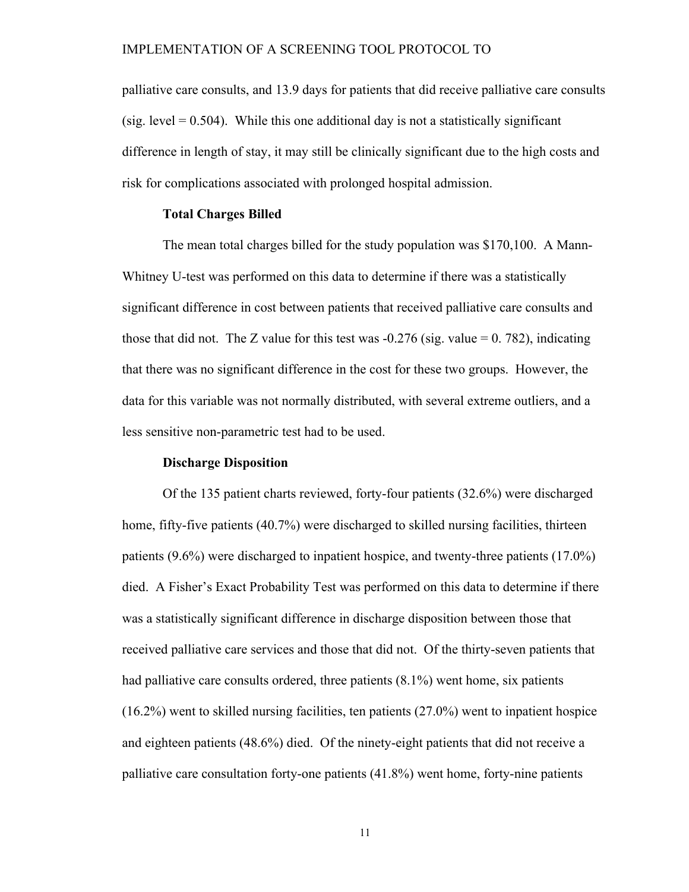palliative care consults, and 13.9 days for patients that did receive palliative care consults (sig. level = 0.504). While this one additional day is not a statistically significant difference in length of stay, it may still be clinically significant due to the high costs and risk for complications associated with prolonged hospital admission.

### Total Charges Billed

The mean total charges billed for the study population was $170,100. A Mann-Whitney U-test was performed on this data to determine if there was a statistically significant difference in cost between patients that received palliative care consults and those that did not. The Z value for this test was -0.276 (sig. value = 0. 782), indicating that there was no significant difference in the cost for these two groups. However, the data for this variable was not normally distributed, with several extreme outliers, and a less sensitive non-parametric test had to be used.

### Discharge Disposition

Of the 135 patient charts reviewed, forty-four patients (32.6%) were discharged home, fifty-five patients (40.7%) were discharged to skilled nursing facilities, thirteen patients (9.6%) were discharged to inpatient hospice, and twenty-three patients (17.0%) died. A Fisher's Exact Probability Test was performed on this data to determine if there was a statistically significant difference in discharge disposition between those that received palliative care services and those that did not. Of the thirty-seven patients that had palliative care consults ordered, three patients (8.1%) went home, six patients (16.2%) went to skilled nursing facilities, ten patients (27.0%) went to inpatient hospice and eighteen patients (48.6%) died. Of the ninety-eight patients that did not receive a palliative care consultation forty-one patients (41.8%) went home, forty-nine patients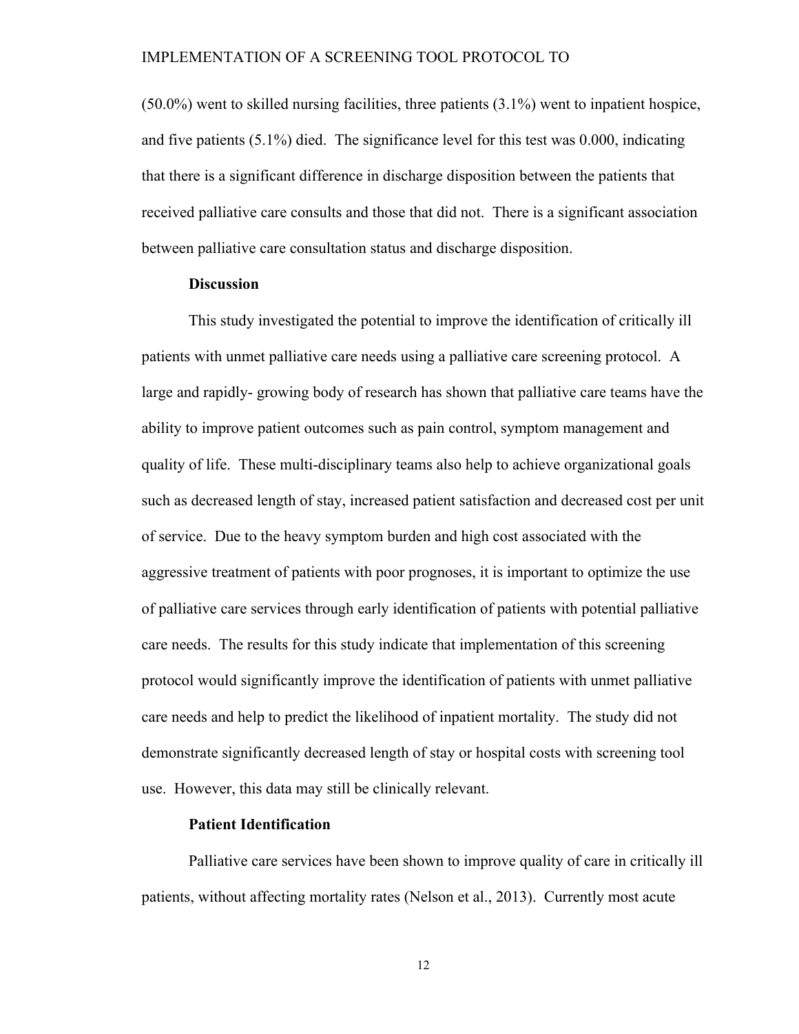(50.0%) went to skilled nursing facilities, three patients (3.1%) went to inpatient hospice, and five patients (5.1%) died. The significance level for this test was 0.000, indicating that there is a significant difference in discharge disposition between the patients that received palliative care consults and those that did not. There is a significant association between palliative care consultation status and discharge disposition.

## Discussion

This study investigated the potential to improve the identification of critically ill patients with unmet palliative care needs using a palliative care screening protocol. A large and rapidly- growing body of research has shown that palliative care teams have the ability to improve patient outcomes such as pain control, symptom management and quality of life. These multi-disciplinary teams also help to achieve organizational goals such as decreased length of stay, increased patient satisfaction and decreased cost per unit of service. Due to the heavy symptom burden and high cost associated with the aggressive treatment of patients with poor prognoses, it is important to optimize the use of palliative care services through early identification of patients with potential palliative care needs. The results for this study indicate that implementation of this screening protocol would significantly improve the identification of patients with unmet palliative care needs and help to predict the likelihood of inpatient mortality. The study did not demonstrate significantly decreased length of stay or hospital costs with screening tool use. However, this data may still be clinically relevant.

### Patient Identification

Palliative care services have been shown to improve quality of care in critically ill patients, without affecting mortality rates (Nelson et al., 2013). Currently most acute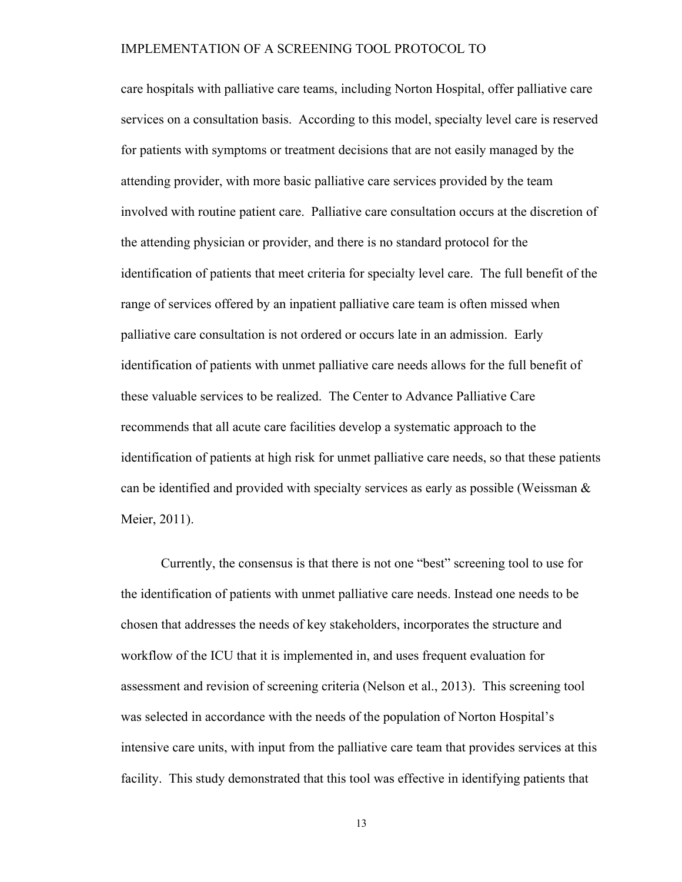care hospitals with palliative care teams, including Norton Hospital, offer palliative care services on a consultation basis. According to this model, specialty level care is reserved for patients with symptoms or treatment decisions that are not easily managed by the attending provider, with more basic palliative care services provided by the team involved with routine patient care. Palliative care consultation occurs at the discretion of the attending physician or provider, and there is no standard protocol for the identification of patients that meet criteria for specialty level care. The full benefit of the range of services offered by an inpatient palliative care team is often missed when palliative care consultation is not ordered or occurs late in an admission. Early identification of patients with unmet palliative care needs allows for the full benefit of these valuable services to be realized. The Center to Advance Palliative Care recommends that all acute care facilities develop a systematic approach to the identification of patients at high risk for unmet palliative care needs, so that these patients can be identified and provided with specialty services as early as possible (Weissman & Meier, 2011).

Currently, the consensus is that there is not one "best" screening tool to use for the identification of patients with unmet palliative care needs. Instead one needs to be chosen that addresses the needs of key stakeholders, incorporates the structure and workflow of the ICU that it is implemented in, and uses frequent evaluation for assessment and revision of screening criteria (Nelson et al., 2013). This screening tool was selected in accordance with the needs of the population of Norton Hospital's intensive care units, with input from the palliative care team that provides services at this facility. This study demonstrated that this tool was effective in identifying patients that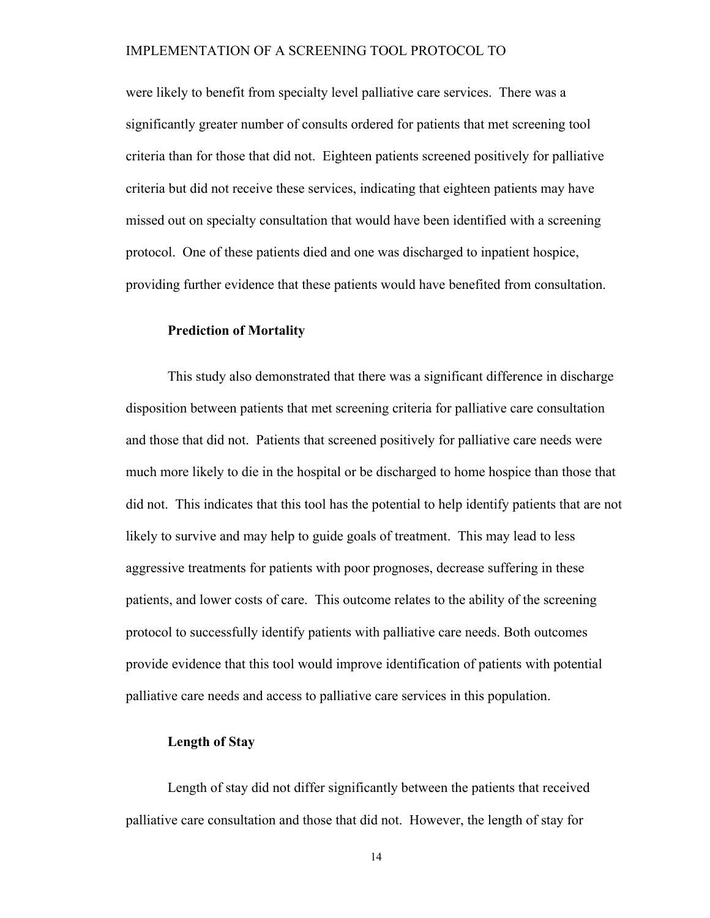were likely to benefit from specialty level palliative care services. There was a significantly greater number of consults ordered for patients that met screening tool criteria than for those that did not. Eighteen patients screened positively for palliative criteria but did not receive these services, indicating that eighteen patients may have missed out on specialty consultation that would have been identified with a screening protocol. One of these patients died and one was discharged to inpatient hospice, providing further evidence that these patients would have benefited from consultation.

### Prediction of Mortality

This study also demonstrated that there was a significant difference in discharge disposition between patients that met screening criteria for palliative care consultation and those that did not. Patients that screened positively for palliative care needs were much more likely to die in the hospital or be discharged to home hospice than those that did not. This indicates that this tool has the potential to help identify patients that are not likely to survive and may help to guide goals of treatment. This may lead to less aggressive treatments for patients with poor prognoses, decrease suffering in these patients, and lower costs of care. This outcome relates to the ability of the screening protocol to successfully identify patients with palliative care needs. Both outcomes provide evidence that this tool would improve identification of patients with potential palliative care needs and access to palliative care services in this population.

### Length of Stay

Length of stay did not differ significantly between the patients that received palliative care consultation and those that did not. However, the length of stay for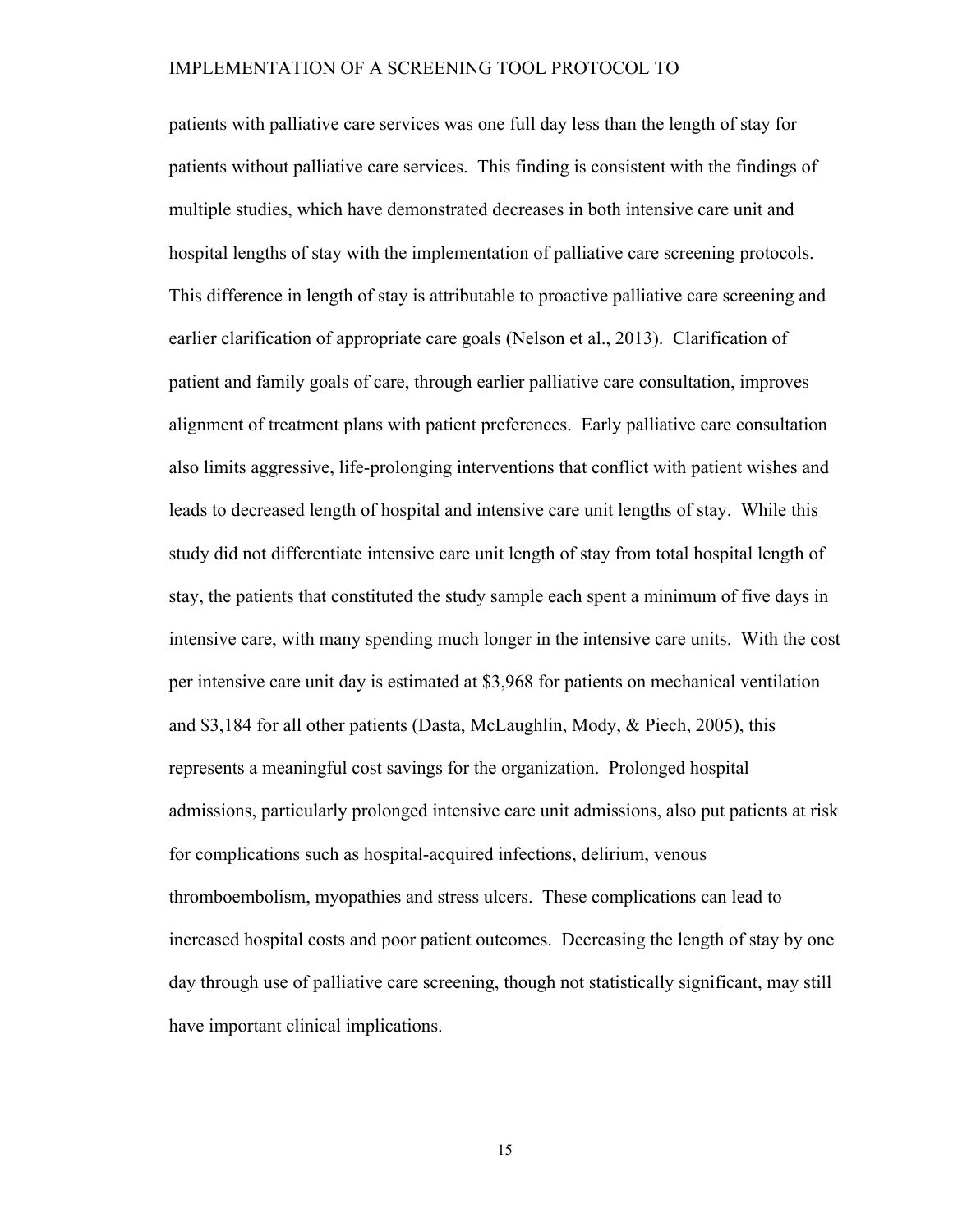patients with palliative care services was one full day less than the length of stay for patients without palliative care services. This finding is consistent with the findings of multiple studies, which have demonstrated decreases in both intensive care unit and hospital lengths of stay with the implementation of palliative care screening protocols. This difference in length of stay is attributable to proactive palliative care screening and earlier clarification of appropriate care goals (Nelson et al., 2013). Clarification of patient and family goals of care, through earlier palliative care consultation, improves alignment of treatment plans with patient preferences. Early palliative care consultation also limits aggressive, life-prolonging interventions that conflict with patient wishes and leads to decreased length of hospital and intensive care unit lengths of stay. While this study did not differentiate intensive care unit length of stay from total hospital length of stay, the patients that constituted the study sample each spent a minimum of five days in intensive care, with many spending much longer in the intensive care units. With the cost per intensive care unit day is estimated at $3,968 for patients on mechanical ventilation and $3,184 for all other patients (Dasta, McLaughlin, Mody, & Piech, 2005), this represents a meaningful cost savings for the organization. Prolonged hospital admissions, particularly prolonged intensive care unit admissions, also put patients at risk for complications such as hospital-acquired infections, delirium, venous thromboembolism, myopathies and stress ulcers. These complications can lead to increased hospital costs and poor patient outcomes. Decreasing the length of stay by one day through use of palliative care screening, though not statistically significant, may still have important clinical implications.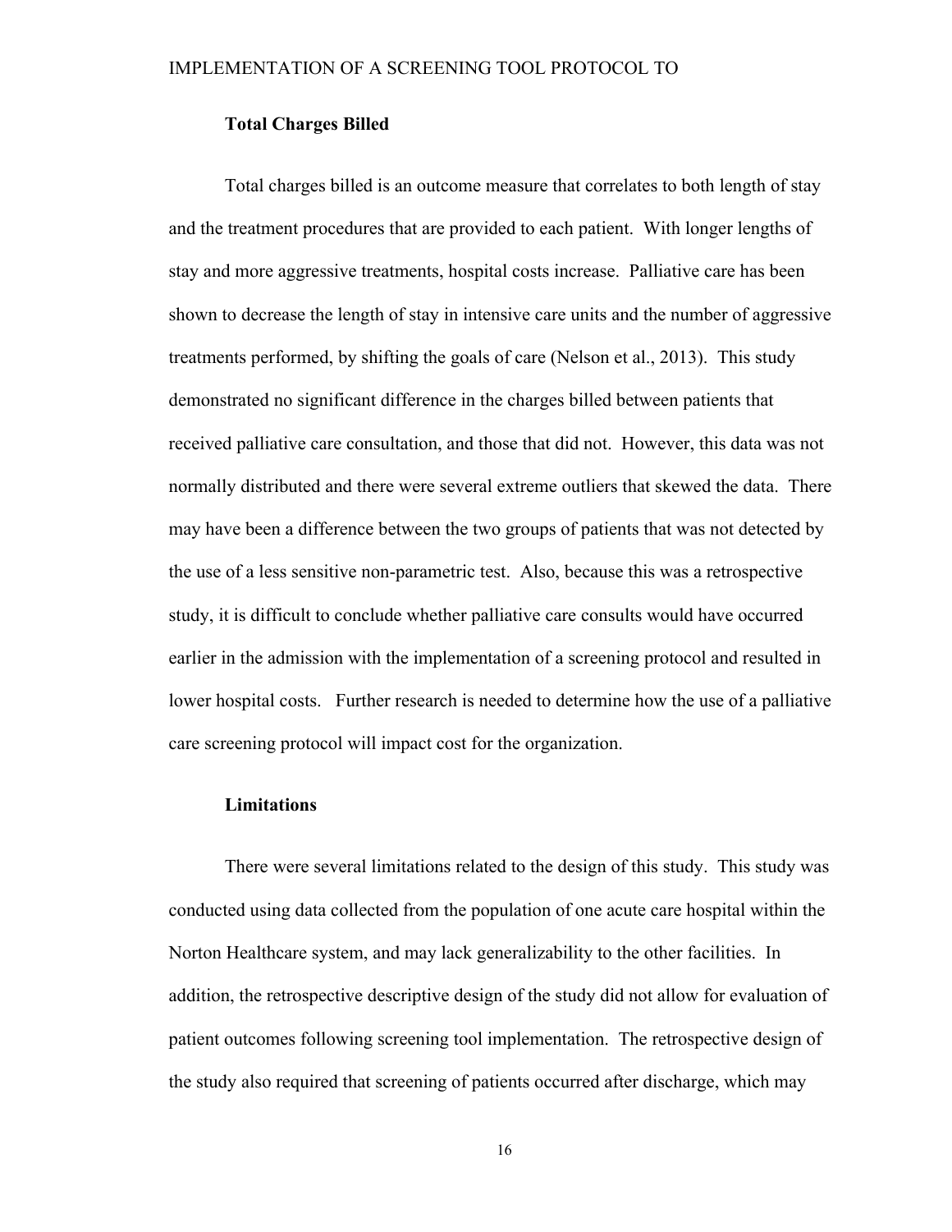### Total Charges Billed

Total charges billed is an outcome measure that correlates to both length of stay and the treatment procedures that are provided to each patient. With longer lengths of stay and more aggressive treatments, hospital costs increase. Palliative care has been shown to decrease the length of stay in intensive care units and the number of aggressive treatments performed, by shifting the goals of care (Nelson et al., 2013). This study demonstrated no significant difference in the charges billed between patients that received palliative care consultation, and those that did not. However, this data was not normally distributed and there were several extreme outliers that skewed the data. There may have been a difference between the two groups of patients that was not detected by the use of a less sensitive non-parametric test. Also, because this was a retrospective study, it is difficult to conclude whether palliative care consults would have occurred earlier in the admission with the implementation of a screening protocol and resulted in lower hospital costs. Further research is needed to determine how the use of a palliative care screening protocol will impact cost for the organization.

### Limitations

There were several limitations related to the design of this study. This study was conducted using data collected from the population of one acute care hospital within the Norton Healthcare system, and may lack generalizability to the other facilities. In addition, the retrospective descriptive design of the study did not allow for evaluation of patient outcomes following screening tool implementation. The retrospective design of the study also required that screening of patients occurred after discharge, which may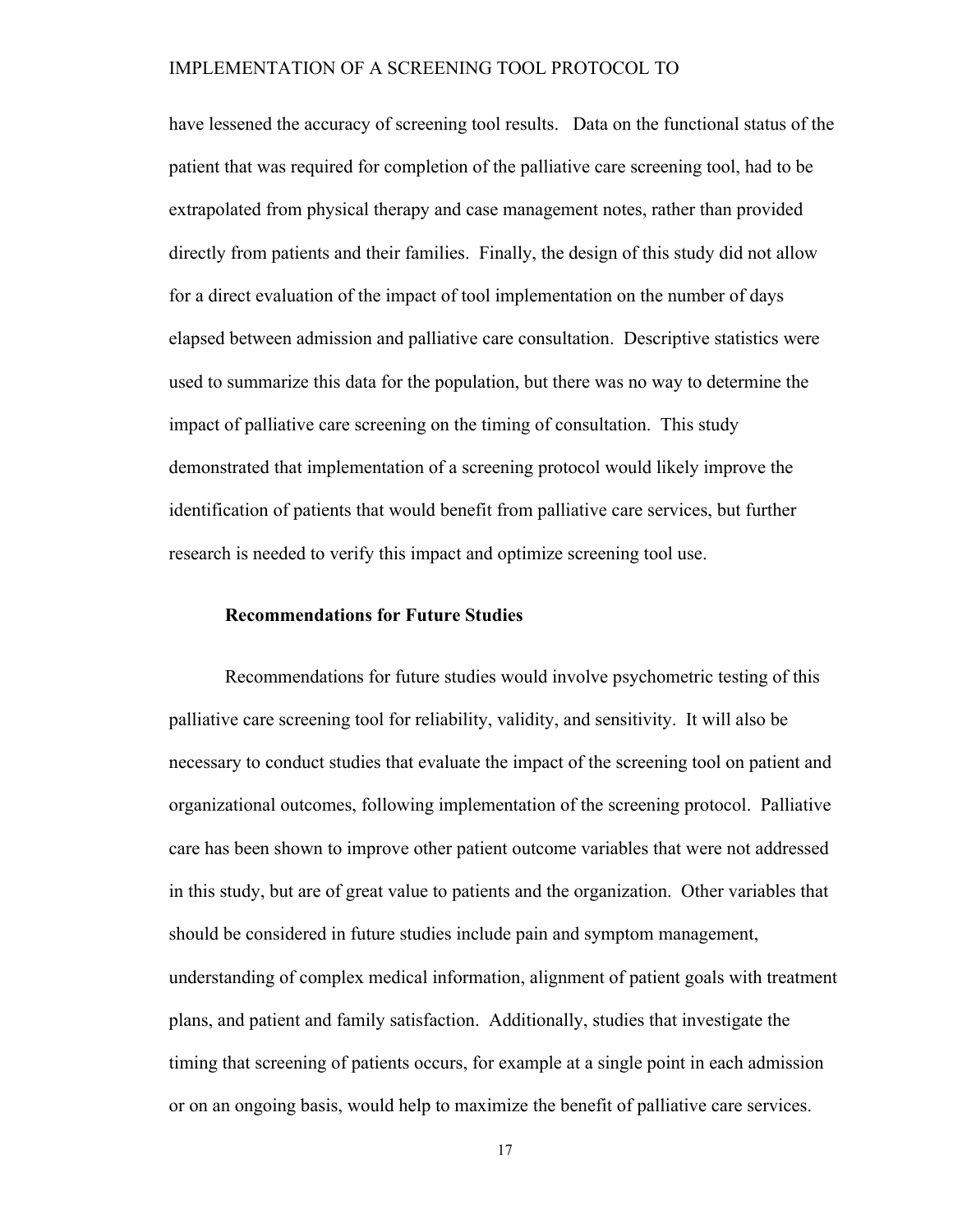have lessened the accuracy of screening tool results. Data on the functional status of the patient that was required for completion of the palliative care screening tool, had to be extrapolated from physical therapy and case management notes, rather than provided directly from patients and their families. Finally, the design of this study did not allow for a direct evaluation of the impact of tool implementation on the number of days elapsed between admission and palliative care consultation. Descriptive statistics were used to summarize this data for the population, but there was no way to determine the impact of palliative care screening on the timing of consultation. This study demonstrated that implementation of a screening protocol would likely improve the identification of patients that would benefit from palliative care services, but further research is needed to verify this impact and optimize screening tool use.

**Recommendations for Future Studies**

Recommendations for future studies would involve psychometric testing of this palliative care screening tool for reliability, validity, and sensitivity. It will also be necessary to conduct studies that evaluate the impact of the screening tool on patient and organizational outcomes, following implementation of the screening protocol. Palliative care has been shown to improve other patient outcome variables that were not addressed in this study, but are of great value to patients and the organization. Other variables that should be considered in future studies include pain and symptom management, understanding of complex medical information, alignment of patient goals with treatment plans, and patient and family satisfaction. Additionally, studies that investigate the timing that screening of patients occurs, for example at a single point in each admission or on an ongoing basis, would help to maximize the benefit of palliative care services.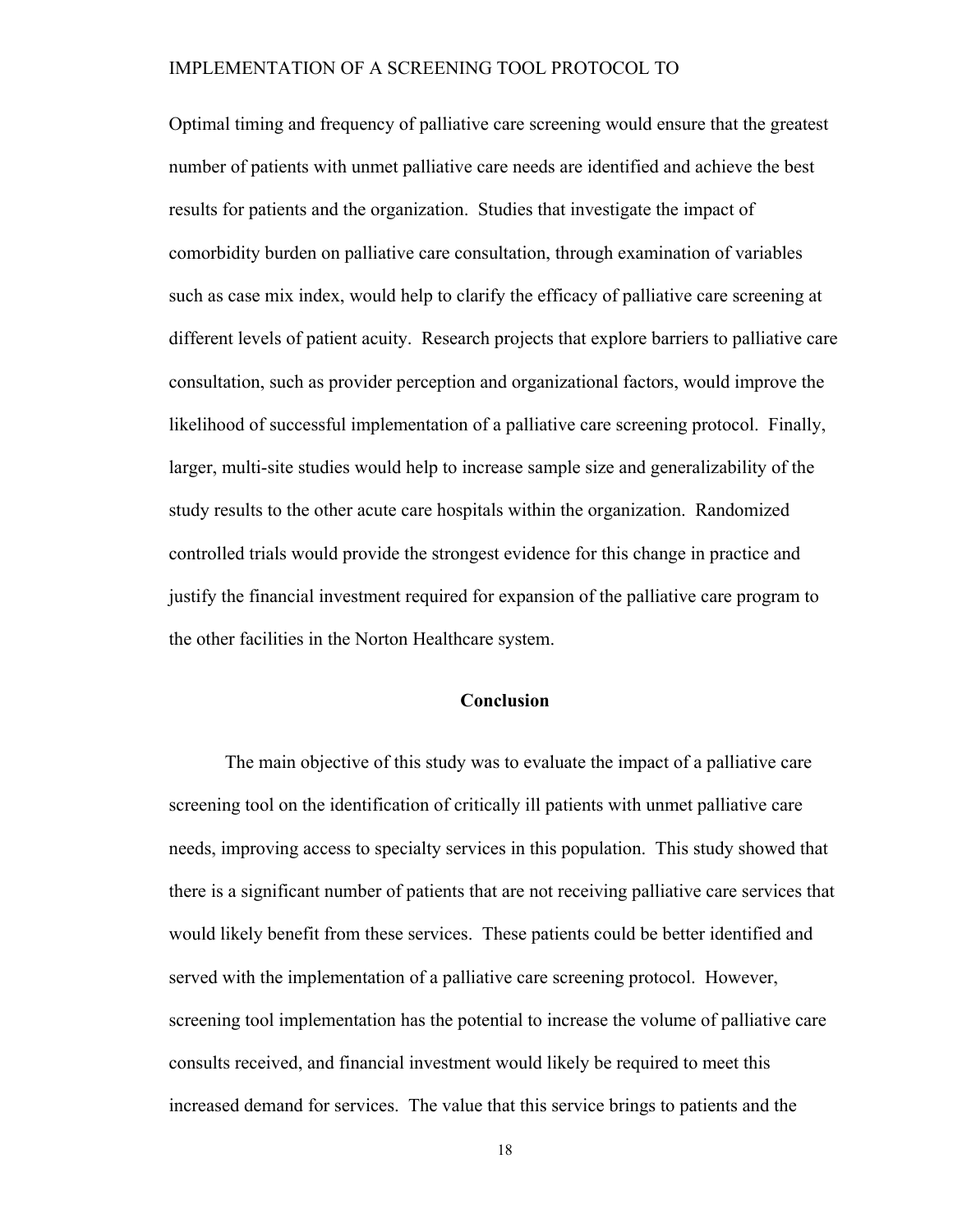Optimal timing and frequency of palliative care screening would ensure that the greatest number of patients with unmet palliative care needs are identified and achieve the best results for patients and the organization. Studies that investigate the impact of comorbidity burden on palliative care consultation, through examination of variables such as case mix index, would help to clarify the efficacy of palliative care screening at different levels of patient acuity. Research projects that explore barriers to palliative care consultation, such as provider perception and organizational factors, would improve the likelihood of successful implementation of a palliative care screening protocol. Finally, larger, multi-site studies would help to increase sample size and generalizability of the study results to the other acute care hospitals within the organization. Randomized controlled trials would provide the strongest evidence for this change in practice and justify the financial investment required for expansion of the palliative care program to the other facilities in the Norton Healthcare system.

## Conclusion

The main objective of this study was to evaluate the impact of a palliative care screening tool on the identification of critically ill patients with unmet palliative care needs, improving access to specialty services in this population. This study showed that there is a significant number of patients that are not receiving palliative care services that would likely benefit from these services. These patients could be better identified and served with the implementation of a palliative care screening protocol. However, screening tool implementation has the potential to increase the volume of palliative care consults received, and financial investment would likely be required to meet this increased demand for services. The value that this service brings to patients and the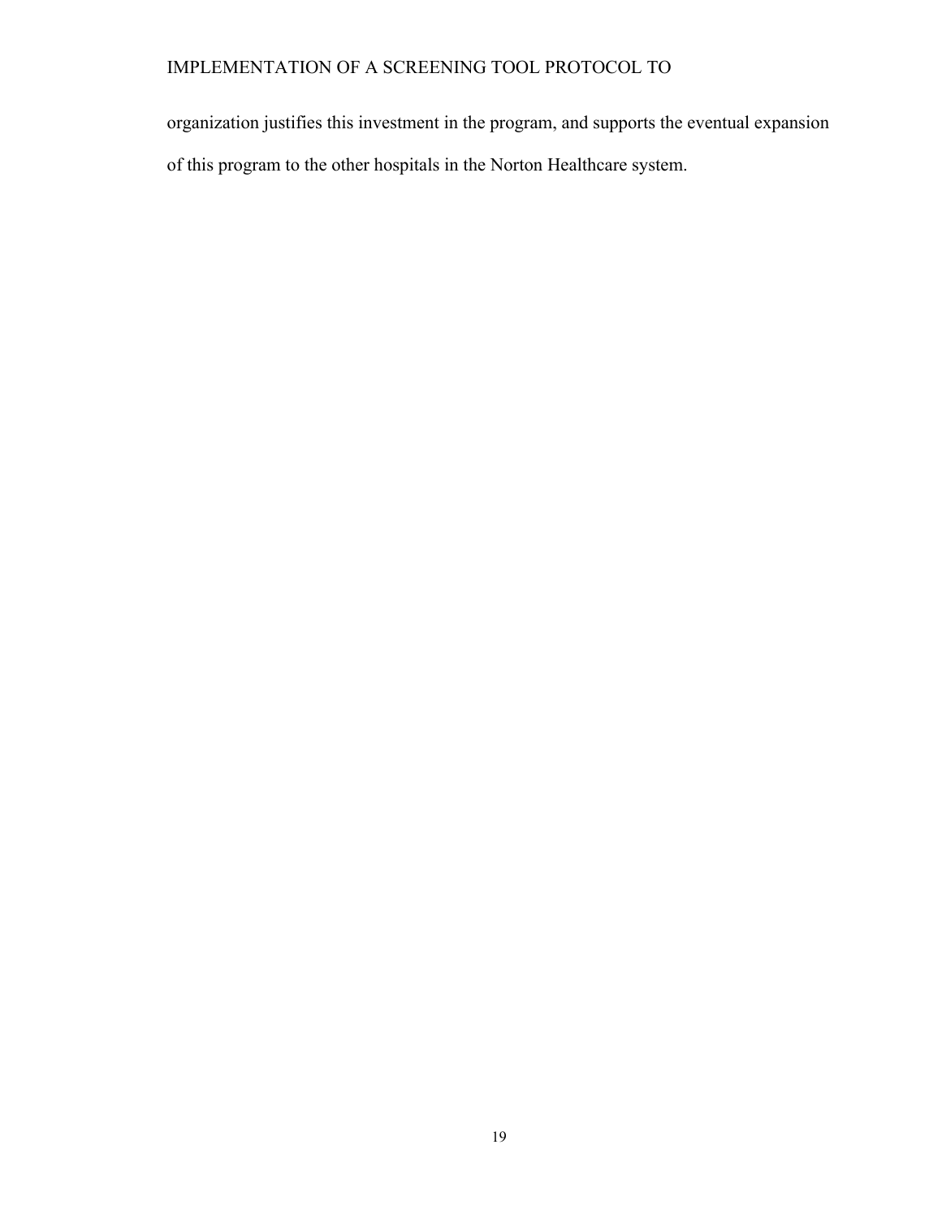organization justifies this investment in the program, and supports the eventual expansion of this program to the other hospitals in the Norton Healthcare system.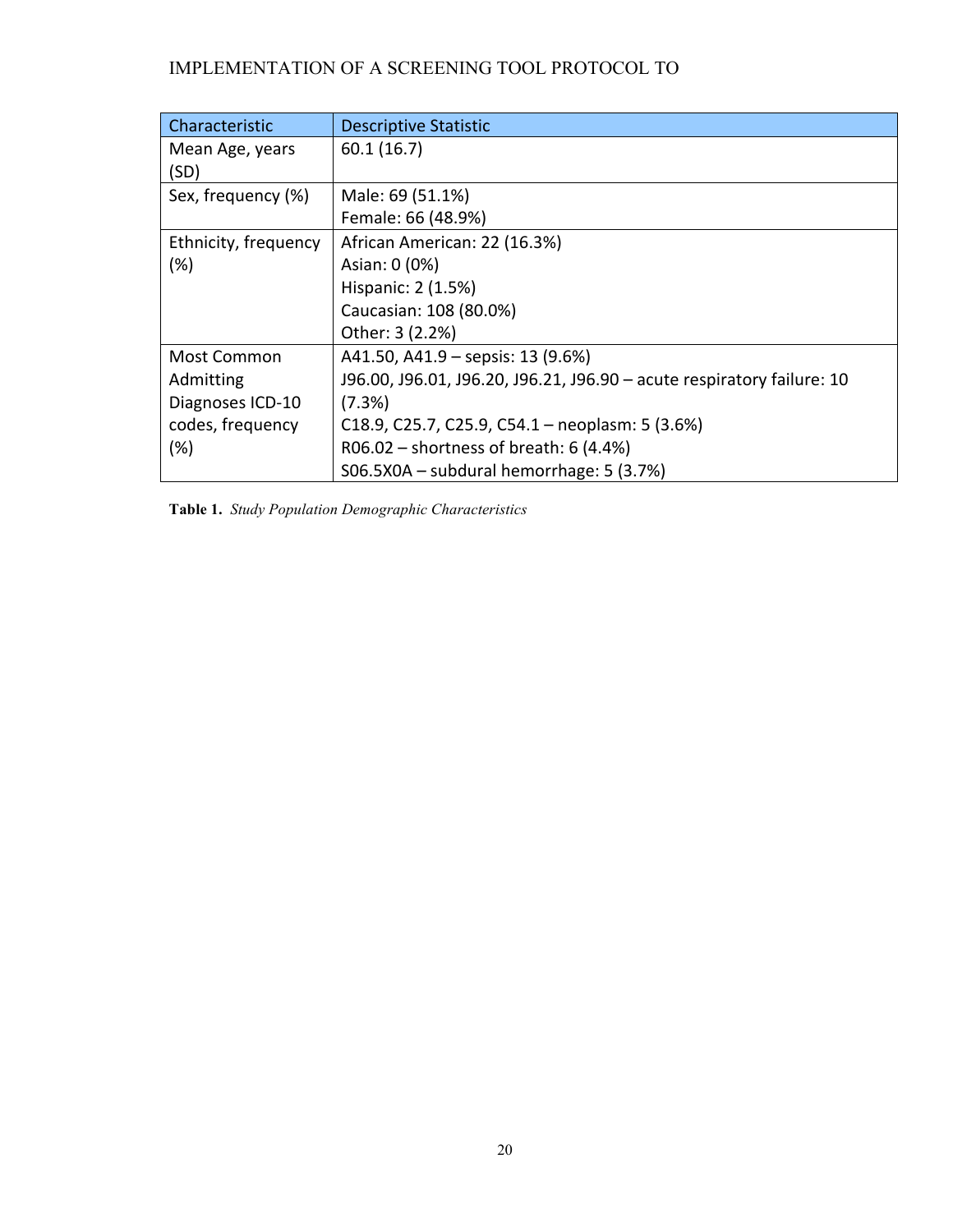| Characteristic | Descriptive Statistic |
|---|---|
| Mean Age, years (SD) | 60.1 (16.7) |
| Sex, frequency (%) | Male: 69 (51.1%)<br>Female: 66 (48.9%) |
| Ethnicity, frequency (%) | African American: 22 (16.3%)<br>Asian: 0 (0%)<br>Hispanic: 2 (1.5%)<br>Caucasian: 108 (80.0%)<br>Other: 3 (2.2%) |
| Most Common Admitting Diagnoses ICD-10 codes, frequency (%) | A41.50, A41.9 – sepsis: 13 (9.6%)<br>J96.00, J96.01, J96.20, J96.21, J96.90 – acute respiratory failure: 10 (7.3%)<br>C18.9, C25.7, C25.9, C54.1 – neoplasm: 5 (3.6%)<br>R06.02 – shortness of breath: 6 (4.4%)<br>S06.5X0A – subdural hemorrhage: 5 (3.7%) |

**Table 1.** *Study Population Demographic Characteristics*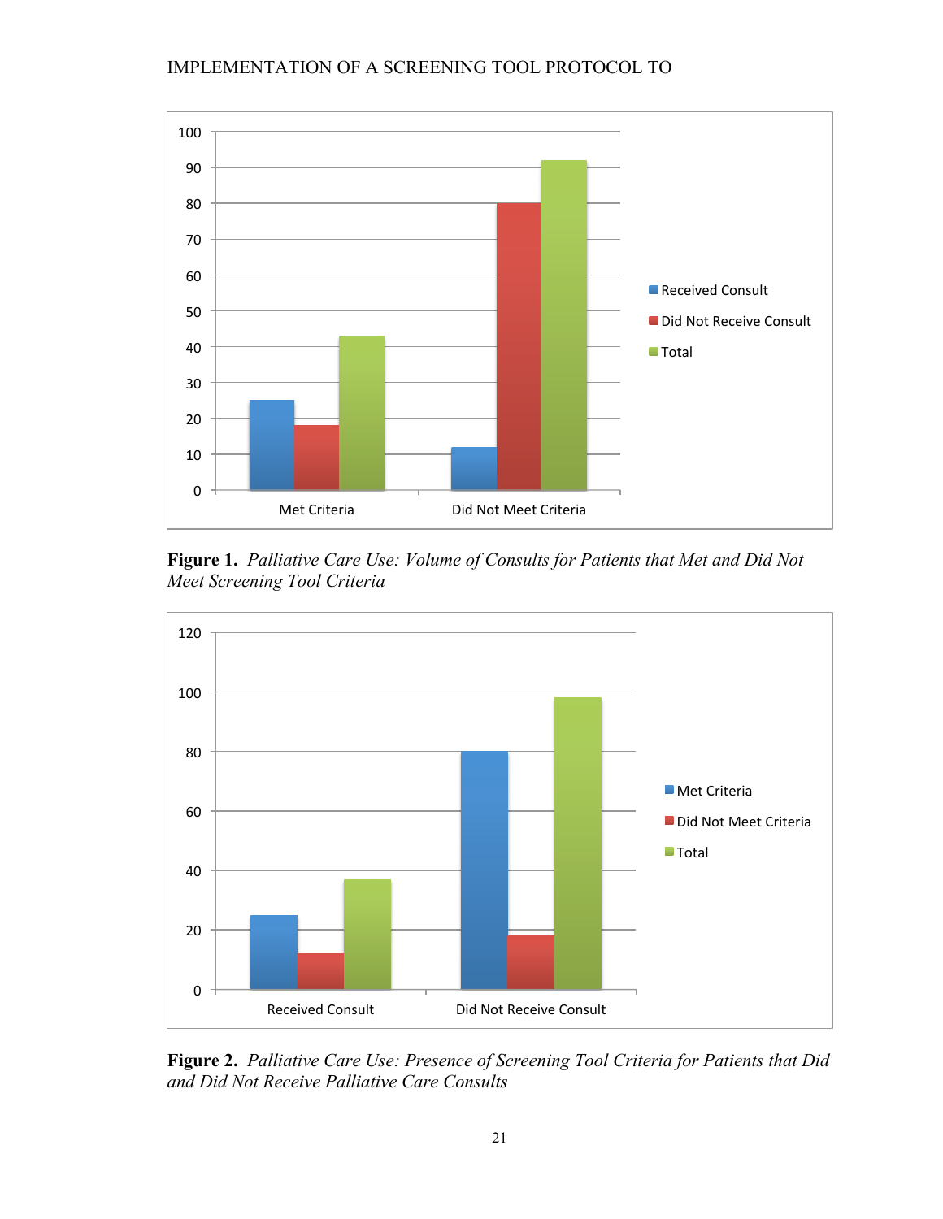**Figure 1.** *Palliative Care Use: Volume of Consults for Patients that Met and Did Not Meet Screening Tool Criteria*

**Figure 2.** *Palliative Care Use: Presence of Screening Tool Criteria for Patients that Did and Did Not Receive Palliative Care Consults*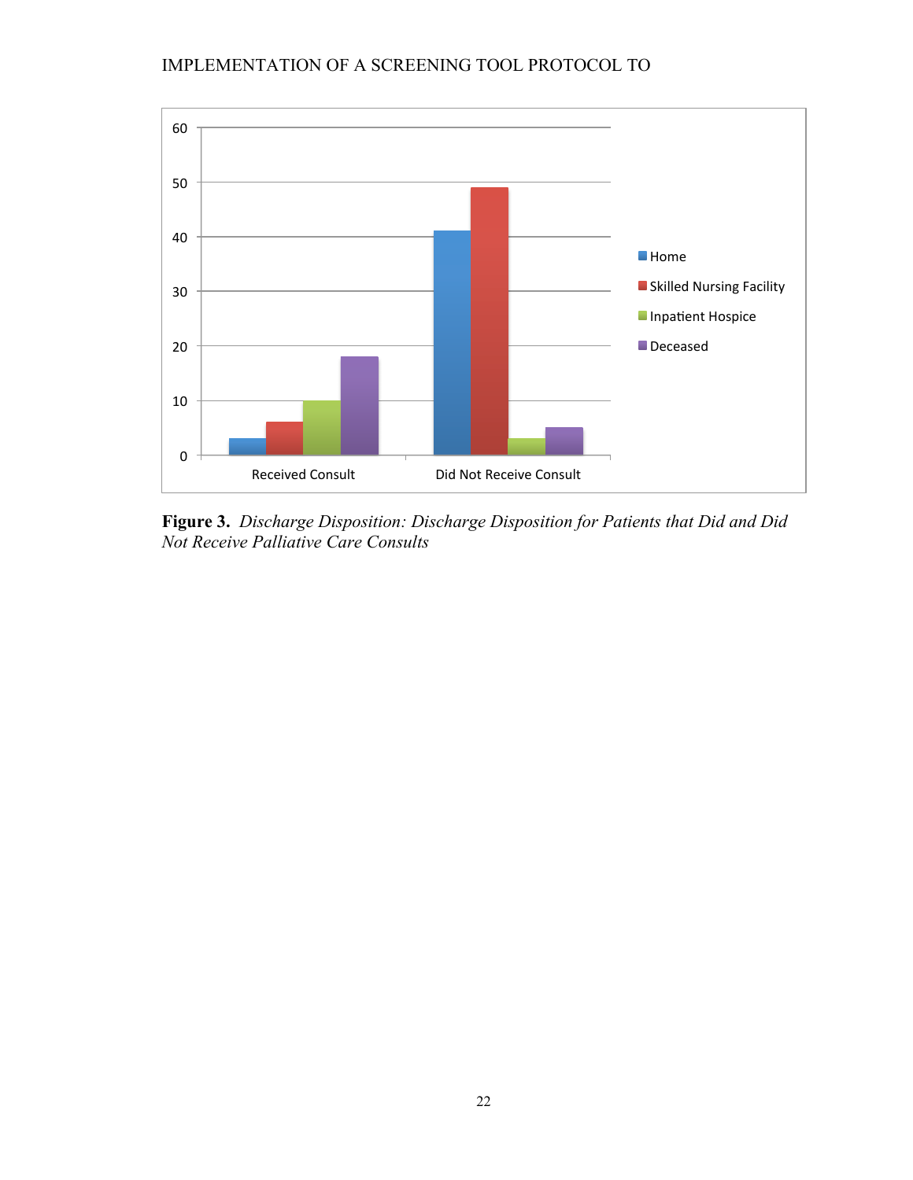**Figure 3.** *Discharge Disposition: Discharge Disposition for Patients that Did and Did Not Receive Palliative Care Consults*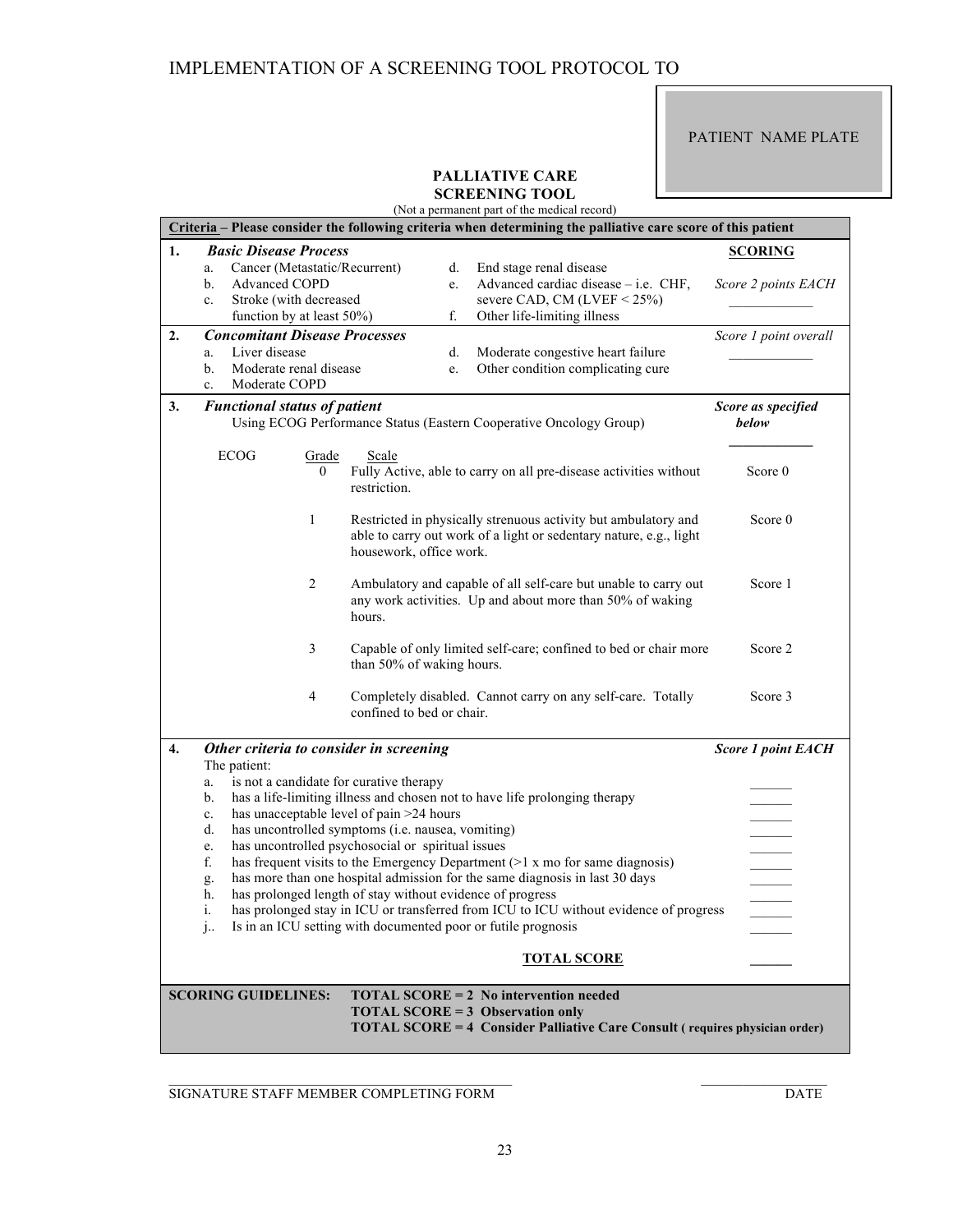PATIENT NAME PLATE

## PALLIATIVE CARE SCREENING TOOL

(Not a permanent part of the medical record)

**Criteria – Please consider the following criteria when determining the palliative care score of this patient**

| | Criteria | Scoring |
|---|---|---|
| **1.** | ***Basic Disease Process*** <br> a. Cancer (Metastatic/Recurrent) <br> b. Advanced COPD <br> c. Stroke (with decreased function by at least 50%) <br> d. End stage renal disease <br> e. Advanced cardiac disease – i.e. CHF, severe CAD, CM (LVEF < 25%) <br> f. Other life-limiting illness | **SCORING** <br> *Score 2 points EACH* <br> ____________ |
| **2.** | ***Concomitant Disease Processes*** <br> a. Liver disease <br> b. Moderate renal disease <br> c. Moderate COPD <br> d. Moderate congestive heart failure <br> e. Other condition complicating cure | *Score 1 point overall* <br> ____________ |
| **3.** | ***Functional status of patient*** <br> Using ECOG Performance Status (Eastern Cooperative Oncology Group) | ***Score as specified below*** <br> ____________ |

| ECOG Grade | Scale | Score |
|---|---|---|
| 0 | Fully Active, able to carry on all pre-disease activities without restriction. | Score 0 |
| 1 | Restricted in physically strenuous activity but ambulatory and able to carry out work of a light or sedentary nature, e.g., light housework, office work. | Score 0 |
| 2 | Ambulatory and capable of all self-care but unable to carry out any work activities. Up and about more than 50% of waking hours. | Score 1 |
| 3 | Capable of only limited self-care; confined to bed or chair more than 50% of waking hours. | Score 2 |
| 4 | Completely disabled. Cannot carry on any self-care. Totally confined to bed or chair. | Score 3 |

**4.** ***Other criteria to consider in screening*** — ***Score 1 point EACH***

The patient:

| | Criterion | Score |
|---|---|---|
| a. | is not a candidate for curative therapy | ______ |
| b. | has a life-limiting illness and chosen not to have life prolonging therapy | ______ |
| c. | has unacceptable level of pain >24 hours | ______ |
| d. | has uncontrolled symptoms (i.e. nausea, vomiting) | ______ |
| e. | has uncontrolled psychosocial or spiritual issues | ______ |
| f. | has frequent visits to the Emergency Department (>1 x mo for same diagnosis) | ______ |
| g. | has more than one hospital admission for the same diagnosis in last 30 days | ______ |
| h. | has prolonged length of stay without evidence of progress | ______ |
| i. | has prolonged stay in ICU or transferred from ICU to ICU without evidence of progress | ______ |
| j.. | Is in an ICU setting with documented poor or futile prognosis | ______ |
| | **TOTAL SCORE** | ______ |

**SCORING GUIDELINES:**

**TOTAL SCORE = 2 No intervention needed**
**TOTAL SCORE = 3 Observation only**
**TOTAL SCORE = 4 Consider Palliative Care Consult ( requires physician order)**

_____________________________________________ ____________________

SIGNATURE STAFF MEMBER COMPLETING FORM DATE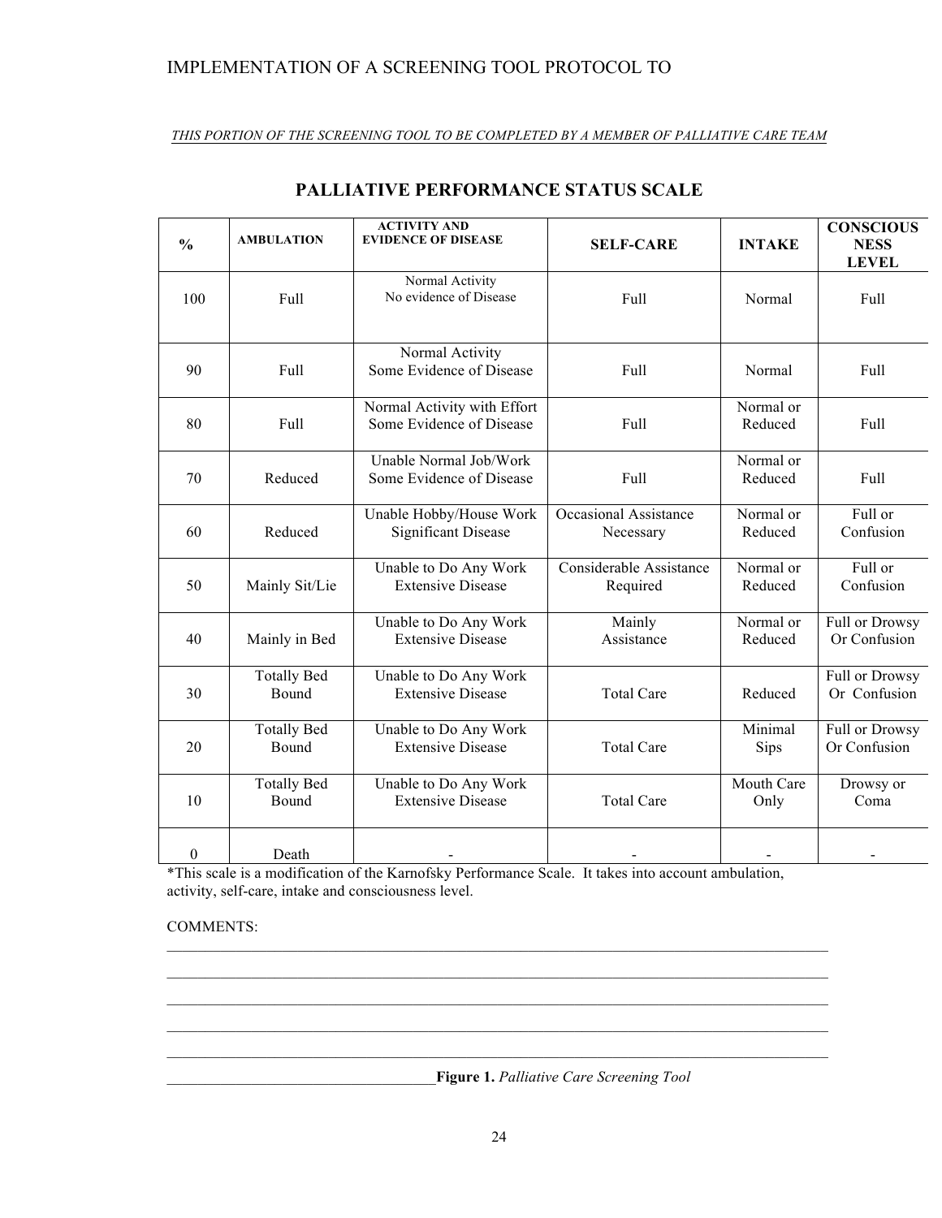*THIS PORTION OF THE SCREENING TOOL TO BE COMPLETED BY A MEMBER OF PALLIATIVE CARE TEAM*

## PALLIATIVE PERFORMANCE STATUS SCALE

| % | AMBULATION | ACTIVITY AND EVIDENCE OF DISEASE | SELF-CARE | INTAKE | CONSCIOUSNESS LEVEL |
|---|---|---|---|---|---|
| 100 | Full | Normal Activity No evidence of Disease | Full | Normal | Full |
| 90 | Full | Normal Activity Some Evidence of Disease | Full | Normal | Full |
| 80 | Full | Normal Activity with Effort Some Evidence of Disease | Full | Normal or Reduced | Full |
| 70 | Reduced | Unable Normal Job/Work Some Evidence of Disease | Full | Normal or Reduced | Full |
| 60 | Reduced | Unable Hobby/House Work Significant Disease | Occasional Assistance Necessary | Normal or Reduced | Full or Confusion |
| 50 | Mainly Sit/Lie | Unable to Do Any Work Extensive Disease | Considerable Assistance Required | Normal or Reduced | Full or Confusion |
| 40 | Mainly in Bed | Unable to Do Any Work Extensive Disease | Mainly Assistance | Normal or Reduced | Full or Drowsy Or Confusion |
| 30 | Totally Bed Bound | Unable to Do Any Work Extensive Disease | Total Care | Reduced | Full or Drowsy Or Confusion |
| 20 | Totally Bed Bound | Unable to Do Any Work Extensive Disease | Total Care | Minimal Sips | Full or Drowsy Or Confusion |
| 10 | Totally Bed Bound | Unable to Do Any Work Extensive Disease | Total Care | Mouth Care Only | Drowsy or Coma |
| 0 | Death | - | - | - | - |

*This scale is a modification of the Karnofsky Performance Scale. It takes into account ambulation, activity, self-care, intake and consciousness level.

COMMENTS:

______________________________________________________________________________

______________________________________________________________________________

______________________________________________________________________________

______________________________________________________________________________

______________________________________________________________________________

**Figure 1.** *Palliative Care Screening Tool*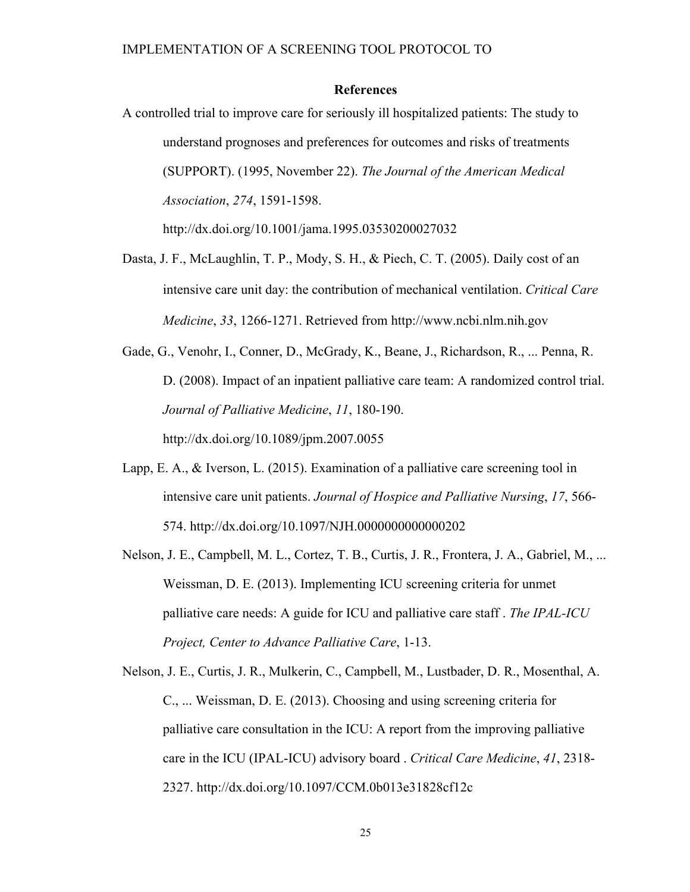## References

A controlled trial to improve care for seriously ill hospitalized patients: The study to understand prognoses and preferences for outcomes and risks of treatments (SUPPORT). (1995, November 22). *The Journal of the American Medical Association*, *274*, 1591-1598. http://dx.doi.org/10.1001/jama.1995.03530200027032

Dasta, J. F., McLaughlin, T. P., Mody, S. H., & Piech, C. T. (2005). Daily cost of an intensive care unit day: the contribution of mechanical ventilation. *Critical Care Medicine*, *33*, 1266-1271. Retrieved from http://www.ncbi.nlm.nih.gov

Gade, G., Venohr, I., Conner, D., McGrady, K., Beane, J., Richardson, R., ... Penna, R. D. (2008). Impact of an inpatient palliative care team: A randomized control trial. *Journal of Palliative Medicine*, *11*, 180-190. http://dx.doi.org/10.1089/jpm.2007.0055

Lapp, E. A., & Iverson, L. (2015). Examination of a palliative care screening tool in intensive care unit patients. *Journal of Hospice and Palliative Nursing*, *17*, 566-574. http://dx.doi.org/10.1097/NJH.0000000000000202

Nelson, J. E., Campbell, M. L., Cortez, T. B., Curtis, J. R., Frontera, J. A., Gabriel, M., ... Weissman, D. E. (2013). Implementing ICU screening criteria for unmet palliative care needs: A guide for ICU and palliative care staff . *The IPAL-ICU Project, Center to Advance Palliative Care*, 1-13.

Nelson, J. E., Curtis, J. R., Mulkerin, C., Campbell, M., Lustbader, D. R., Mosenthal, A. C., ... Weissman, D. E. (2013). Choosing and using screening criteria for palliative care consultation in the ICU: A report from the improving palliative care in the ICU (IPAL-ICU) advisory board . *Critical Care Medicine*, *41*, 2318-2327. http://dx.doi.org/10.1097/CCM.0b013e31828cf12c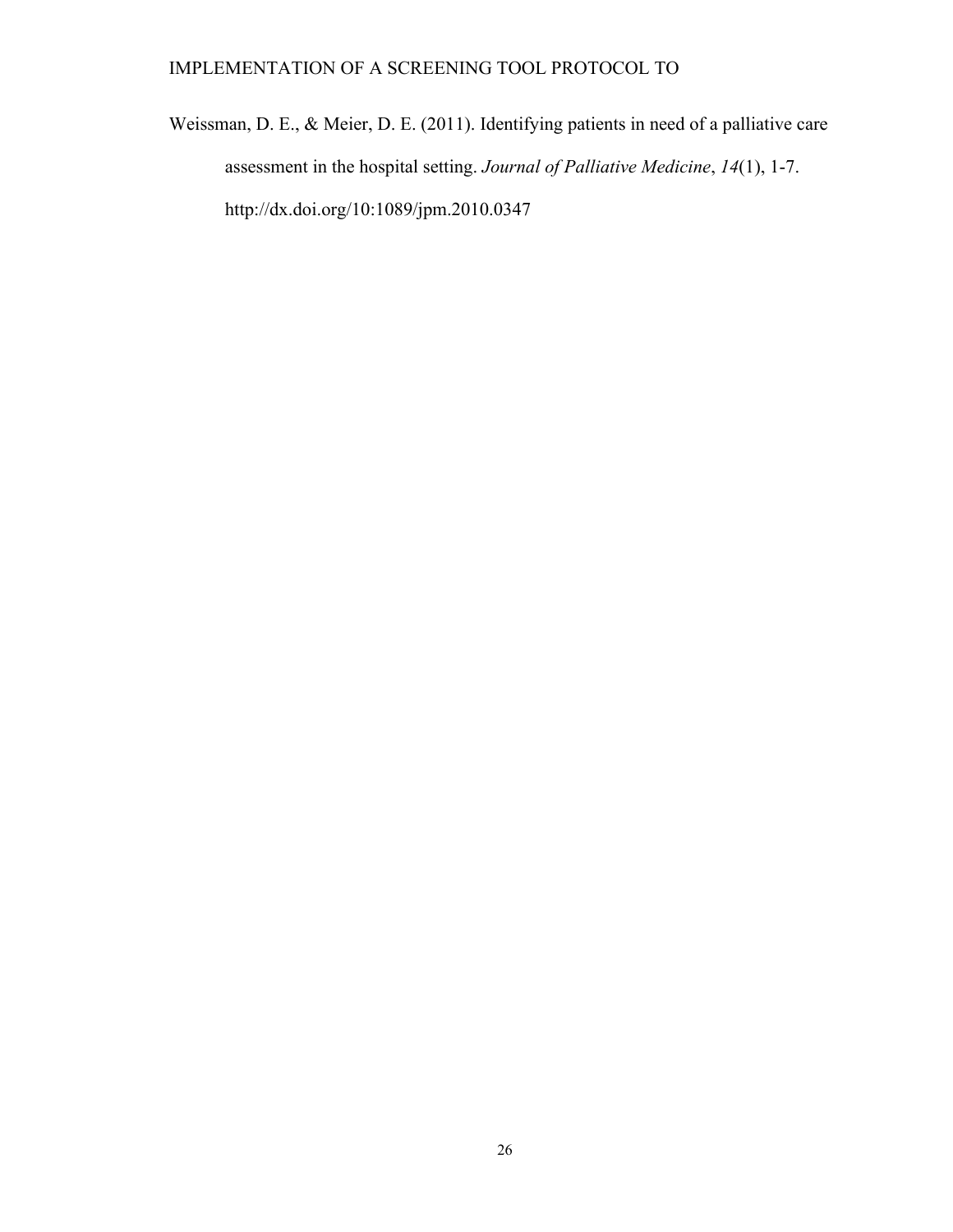Weissman, D. E., & Meier, D. E. (2011). Identifying patients in need of a palliative care assessment in the hospital setting. *Journal of Palliative Medicine*, *14*(1), 1-7. http://dx.doi.org/10:1089/jpm.2010.0347